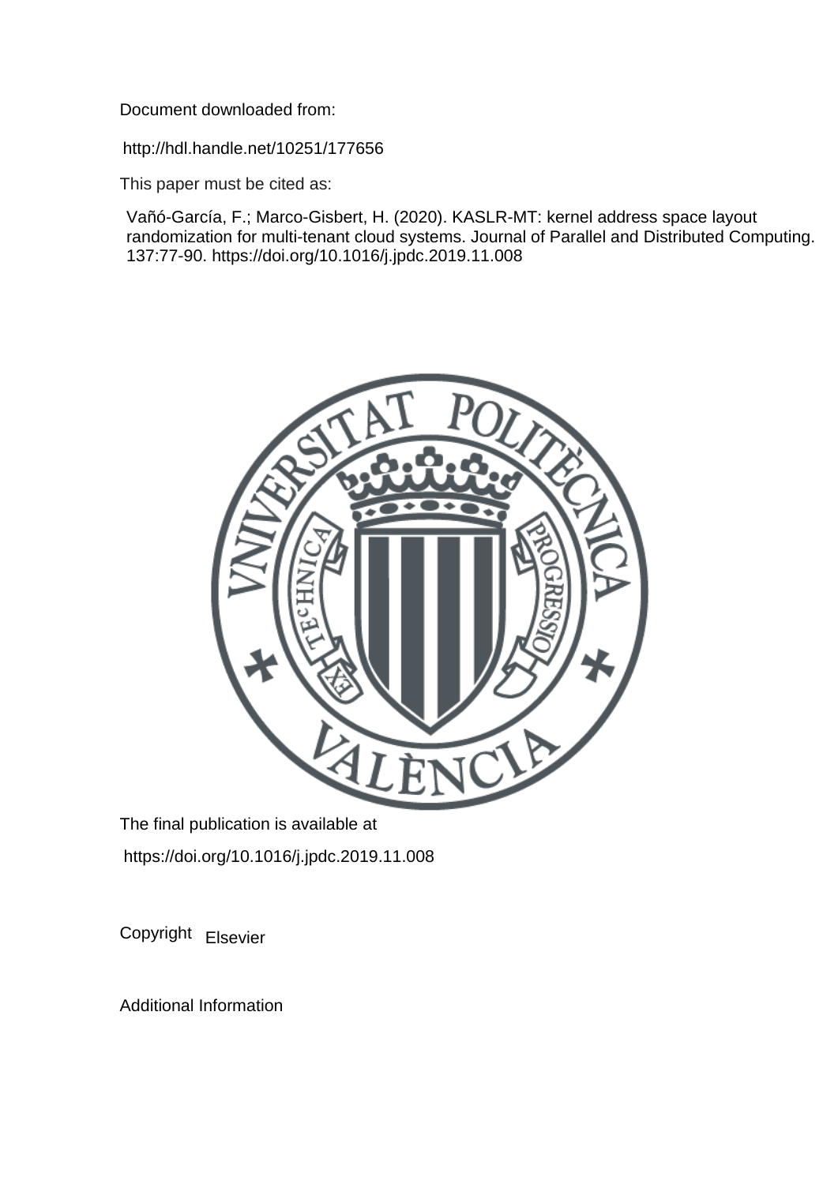Document downloaded from:

http://hdl.handle.net/10251/177656

This paper must be cited as:

Vañó-García, F.; Marco-Gisbert, H. (2020). KASLR-MT: kernel address space layout randomization for multi-tenant cloud systems. Journal of Parallel and Distributed Computing. 137:77-90. https://doi.org/10.1016/j.jpdc.2019.11.008

The final publication is available at

https://doi.org/10.1016/j.jpdc.2019.11.008

Copyright Elsevier

Additional Information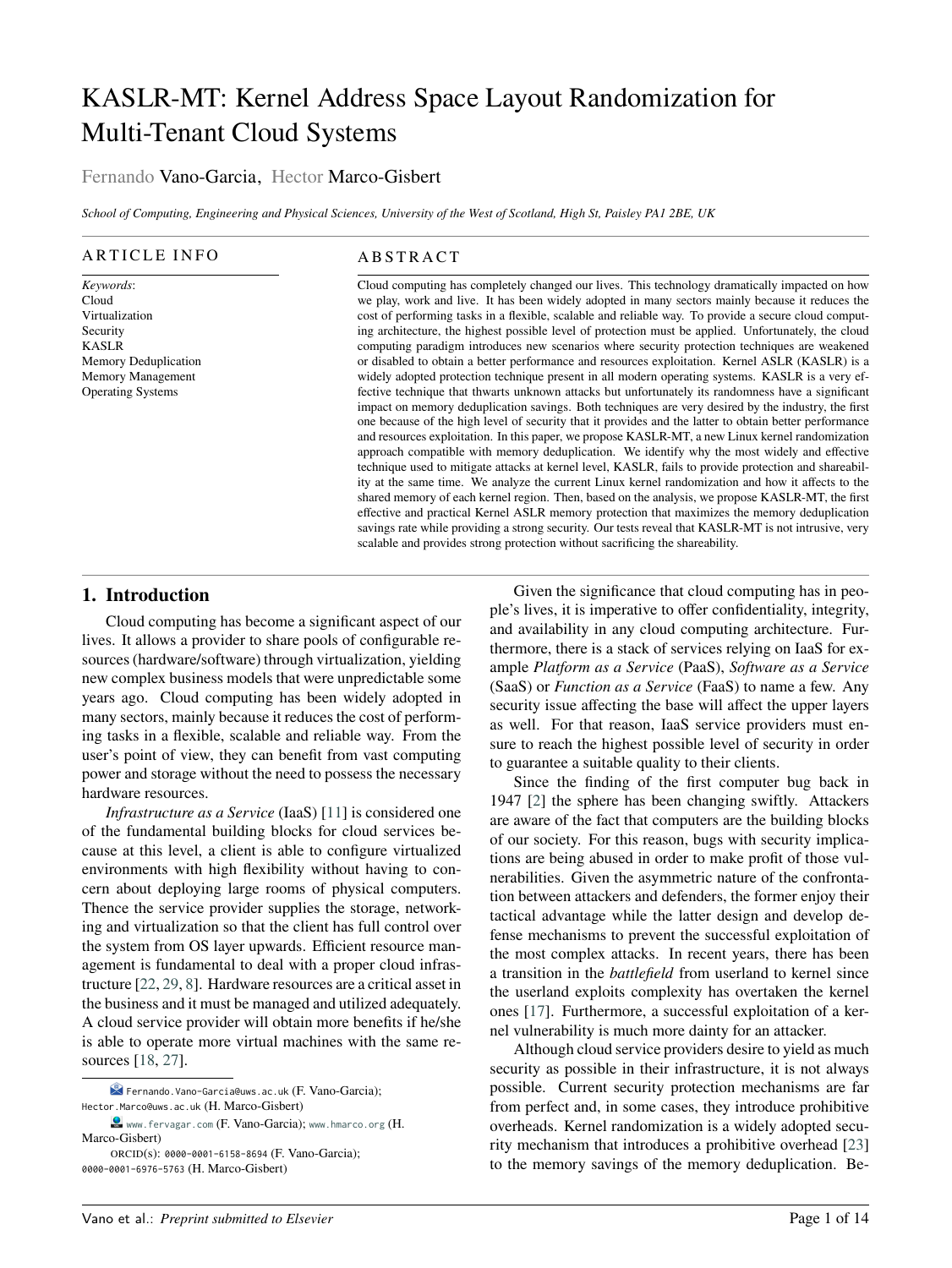# KASLR-MT: Kernel Address Space Layout Randomization for Multi-Tenant Cloud Systems

Fernando Vano-Garcia, Hector Marco-Gisbert

*School of Computing, Engineering and Physical Sciences, University of the West of Scotland, High St, Paisley PA1 2BE, UK*

## ARTICLE INFO

*Keywords*:
Cloud
Virtualization
Security
KASLR
Memory Deduplication
Memory Management
Operating Systems

## ABSTRACT

Cloud computing has completely changed our lives. This technology dramatically impacted on how we play, work and live. It has been widely adopted in many sectors mainly because it reduces the cost of performing tasks in a flexible, scalable and reliable way. To provide a secure cloud computing architecture, the highest possible level of protection must be applied. Unfortunately, the cloud computing paradigm introduces new scenarios where security protection techniques are weakened or disabled to obtain a better performance and resources exploitation. Kernel ASLR (KASLR) is a widely adopted protection technique present in all modern operating systems. KASLR is a very effective technique that thwarts unknown attacks but unfortunately its randomness have a significant impact on memory deduplication savings. Both techniques are very desired by the industry, the first one because of the high level of security that it provides and the latter to obtain better performance and resources exploitation. In this paper, we propose KASLR-MT, a new Linux kernel randomization approach compatible with memory deduplication. We identify why the most widely and effective technique used to mitigate attacks at kernel level, KASLR, fails to provide protection and shareability at the same time. We analyze the current Linux kernel randomization and how it affects to the shared memory of each kernel region. Then, based on the analysis, we propose KASLR-MT, the first effective and practical Kernel ASLR memory protection that maximizes the memory deduplication savings rate while providing a strong security. Our tests reveal that KASLR-MT is not intrusive, very scalable and provides strong protection without sacrificing the shareability.

## 1. Introduction

Cloud computing has become a significant aspect of our lives. It allows a provider to share pools of configurable resources (hardware/software) through virtualization, yielding new complex business models that were unpredictable some years ago. Cloud computing has been widely adopted in many sectors, mainly because it reduces the cost of performing tasks in a flexible, scalable and reliable way. From the user's point of view, they can benefit from vast computing power and storage without the need to possess the necessary hardware resources.

*Infrastructure as a Service* (IaaS) [11] is considered one of the fundamental building blocks for cloud services because at this level, a client is able to configure virtualized environments with high flexibility without having to concern about deploying large rooms of physical computers. Thence the service provider supplies the storage, networking and virtualization so that the client has full control over the system from OS layer upwards. Efficient resource management is fundamental to deal with a proper cloud infrastructure [22, 29, 8]. Hardware resources are a critical asset in the business and it must be managed and utilized adequately. A cloud service provider will obtain more benefits if he/she is able to operate more virtual machines with the same resources [18, 27].

Given the significance that cloud computing has in people's lives, it is imperative to offer confidentiality, integrity, and availability in any cloud computing architecture. Furthermore, there is a stack of services relying on IaaS for example *Platform as a Service* (PaaS), *Software as a Service* (SaaS) or *Function as a Service* (FaaS) to name a few. Any security issue affecting the base will affect the upper layers as well. For that reason, IaaS service providers must ensure to reach the highest possible level of security in order to guarantee a suitable quality to their clients.

Since the finding of the first computer bug back in 1947 [2] the sphere has been changing swiftly. Attackers are aware of the fact that computers are the building blocks of our society. For this reason, bugs with security implications are being abused in order to make profit of those vulnerabilities. Given the asymmetric nature of the confrontation between attackers and defenders, the former enjoy their tactical advantage while the latter design and develop defense mechanisms to prevent the successful exploitation of the most complex attacks. In recent years, there has been a transition in the *battlefield* from userland to kernel since the userland exploits complexity has overtaken the kernel ones [17]. Furthermore, a successful exploitation of a kernel vulnerability is much more dainty for an attacker.

Although cloud service providers desire to yield as much security as possible in their infrastructure, it is not always possible. Current security protection mechanisms are far from perfect and, in some cases, they introduce prohibitive overheads. Kernel randomization is a widely adopted security mechanism that introduces a prohibitive overhead [23] to the memory savings of the memory deduplication. Be-

Fernando.Vano-Garcia@uws.ac.uk (F. Vano-Garcia); Hector.Marco@uws.ac.uk (H. Marco-Gisbert)
www.fervagar.com (F. Vano-Garcia); www.hmarco.org (H. Marco-Gisbert)
ORCID(s): 0000-0001-6158-8694 (F. Vano-Garcia); 0000-0001-6976-5763 (H. Marco-Gisbert)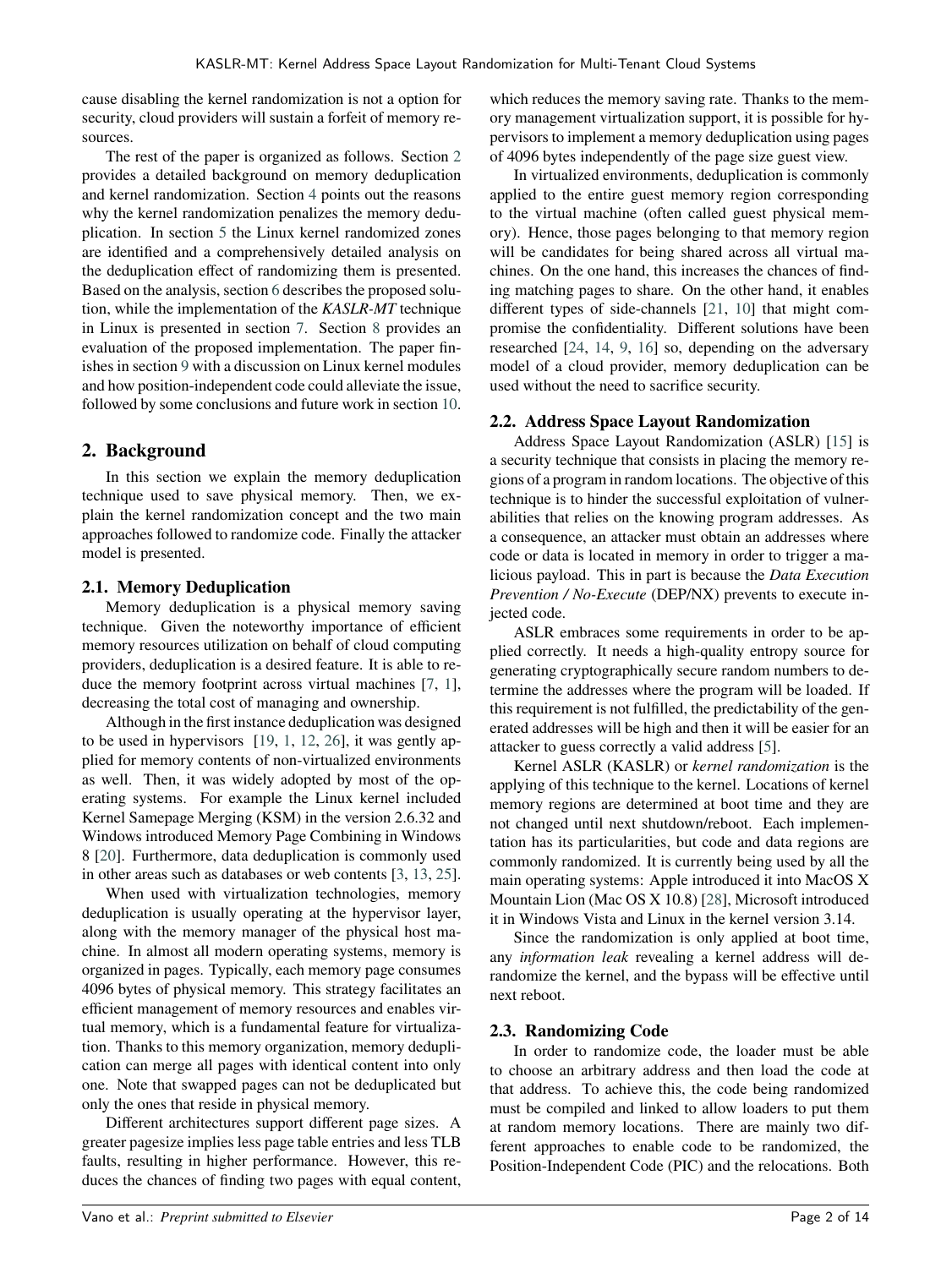cause disabling the kernel randomization is not a option for security, cloud providers will sustain a forfeit of memory resources.

The rest of the paper is organized as follows. Section 2 provides a detailed background on memory deduplication and kernel randomization. Section 4 points out the reasons why the kernel randomization penalizes the memory deduplication. In section 5 the Linux kernel randomized zones are identified and a comprehensively detailed analysis on the deduplication effect of randomizing them is presented. Based on the analysis, section 6 describes the proposed solution, while the implementation of the *KASLR-MT* technique in Linux is presented in section 7. Section 8 provides an evaluation of the proposed implementation. The paper finishes in section 9 with a discussion on Linux kernel modules and how position-independent code could alleviate the issue, followed by some conclusions and future work in section 10.

## 2. Background

In this section we explain the memory deduplication technique used to save physical memory. Then, we explain the kernel randomization concept and the two main approaches followed to randomize code. Finally the attacker model is presented.

### 2.1. Memory Deduplication

Memory deduplication is a physical memory saving technique. Given the noteworthy importance of efficient memory resources utilization on behalf of cloud computing providers, deduplication is a desired feature. It is able to reduce the memory footprint across virtual machines [7, 1], decreasing the total cost of managing and ownership.

Although in the first instance deduplication was designed to be used in hypervisors [19, 1, 12, 26], it was gently applied for memory contents of non-virtualized environments as well. Then, it was widely adopted by most of the operating systems. For example the Linux kernel included Kernel Samepage Merging (KSM) in the version 2.6.32 and Windows introduced Memory Page Combining in Windows 8 [20]. Furthermore, data deduplication is commonly used in other areas such as databases or web contents [3, 13, 25].

When used with virtualization technologies, memory deduplication is usually operating at the hypervisor layer, along with the memory manager of the physical host machine. In almost all modern operating systems, memory is organized in pages. Typically, each memory page consumes 4096 bytes of physical memory. This strategy facilitates an efficient management of memory resources and enables virtual memory, which is a fundamental feature for virtualization. Thanks to this memory organization, memory deduplication can merge all pages with identical content into only one. Note that swapped pages can not be deduplicated but only the ones that reside in physical memory.

Different architectures support different page sizes. A greater pagesize implies less page table entries and less TLB faults, resulting in higher performance. However, this reduces the chances of finding two pages with equal content, which reduces the memory saving rate. Thanks to the memory management virtualization support, it is possible for hypervisors to implement a memory deduplication using pages of 4096 bytes independently of the page size guest view.

In virtualized environments, deduplication is commonly applied to the entire guest memory region corresponding to the virtual machine (often called guest physical memory). Hence, those pages belonging to that memory region will be candidates for being shared across all virtual machines. On the one hand, this increases the chances of finding matching pages to share. On the other hand, it enables different types of side-channels [21, 10] that might compromise the confidentiality. Different solutions have been researched [24, 14, 9, 16] so, depending on the adversary model of a cloud provider, memory deduplication can be used without the need to sacrifice security.

### 2.2. Address Space Layout Randomization

Address Space Layout Randomization (ASLR) [15] is a security technique that consists in placing the memory regions of a program in random locations. The objective of this technique is to hinder the successful exploitation of vulnerabilities that relies on the knowing program addresses. As a consequence, an attacker must obtain an addresses where code or data is located in memory in order to trigger a malicious payload. This in part is because the *Data Execution Prevention / No-Execute* (DEP/NX) prevents to execute injected code.

ASLR embraces some requirements in order to be applied correctly. It needs a high-quality entropy source for generating cryptographically secure random numbers to determine the addresses where the program will be loaded. If this requirement is not fulfilled, the predictability of the generated addresses will be high and then it will be easier for an attacker to guess correctly a valid address [5].

Kernel ASLR (KASLR) or *kernel randomization* is the applying of this technique to the kernel. Locations of kernel memory regions are determined at boot time and they are not changed until next shutdown/reboot. Each implementation has its particularities, but code and data regions are commonly randomized. It is currently being used by all the main operating systems: Apple introduced it into MacOS X Mountain Lion (Mac OS X 10.8) [28], Microsoft introduced it in Windows Vista and Linux in the kernel version 3.14.

Since the randomization is only applied at boot time, any *information leak* revealing a kernel address will derandomize the kernel, and the bypass will be effective until next reboot.

### 2.3. Randomizing Code

In order to randomize code, the loader must be able to choose an arbitrary address and then load the code at that address. To achieve this, the code being randomized must be compiled and linked to allow loaders to put them at random memory locations. There are mainly two different approaches to enable code to be randomized, the Position-Independent Code (PIC) and the relocations. Both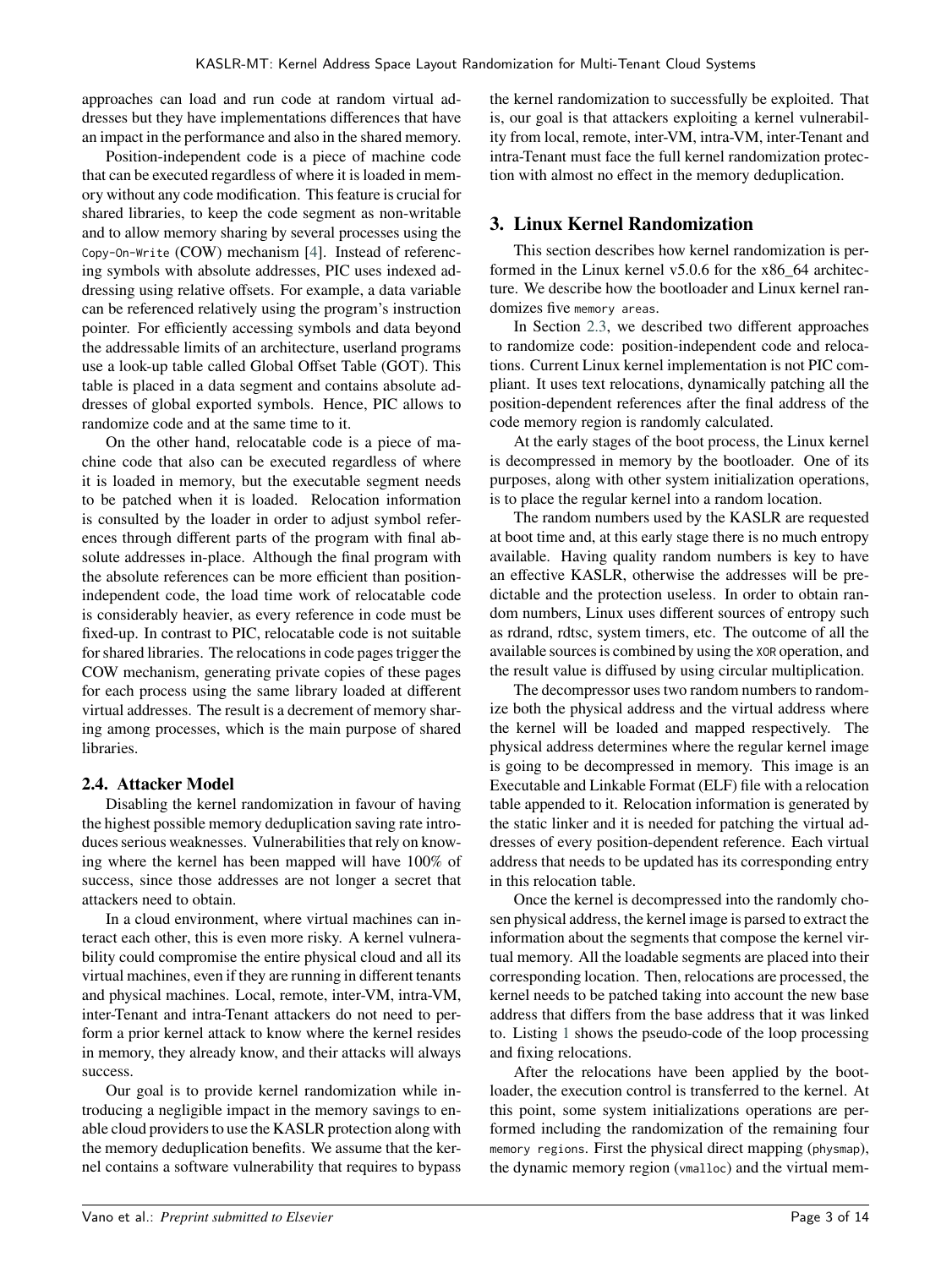approaches can load and run code at random virtual addresses but they have implementations differences that have an impact in the performance and also in the shared memory.

Position-independent code is a piece of machine code that can be executed regardless of where it is loaded in memory without any code modification. This feature is crucial for shared libraries, to keep the code segment as non-writable and to allow memory sharing by several processes using the Copy-On-Write (COW) mechanism [4]. Instead of referencing symbols with absolute addresses, PIC uses indexed addressing using relative offsets. For example, a data variable can be referenced relatively using the program's instruction pointer. For efficiently accessing symbols and data beyond the addressable limits of an architecture, userland programs use a look-up table called Global Offset Table (GOT). This table is placed in a data segment and contains absolute addresses of global exported symbols. Hence, PIC allows to randomize code and at the same time to it.

On the other hand, relocatable code is a piece of machine code that also can be executed regardless of where it is loaded in memory, but the executable segment needs to be patched when it is loaded. Relocation information is consulted by the loader in order to adjust symbol references through different parts of the program with final absolute addresses in-place. Although the final program with the absolute references can be more efficient than position-independent code, the load time work of relocatable code is considerably heavier, as every reference in code must be fixed-up. In contrast to PIC, relocatable code is not suitable for shared libraries. The relocations in code pages trigger the COW mechanism, generating private copies of these pages for each process using the same library loaded at different virtual addresses. The result is a decrement of memory sharing among processes, which is the main purpose of shared libraries.

### 2.4. Attacker Model

Disabling the kernel randomization in favour of having the highest possible memory deduplication saving rate introduces serious weaknesses. Vulnerabilities that rely on knowing where the kernel has been mapped will have 100% of success, since those addresses are not longer a secret that attackers need to obtain.

In a cloud environment, where virtual machines can interact each other, this is even more risky. A kernel vulnerability could compromise the entire physical cloud and all its virtual machines, even if they are running in different tenants and physical machines. Local, remote, inter-VM, intra-VM, inter-Tenant and intra-Tenant attackers do not need to perform a prior kernel attack to know where the kernel resides in memory, they already know, and their attacks will always success.

Our goal is to provide kernel randomization while introducing a negligible impact in the memory savings to enable cloud providers to use the KASLR protection along with the memory deduplication benefits. We assume that the kernel contains a software vulnerability that requires to bypass the kernel randomization to successfully be exploited. That is, our goal is that attackers exploiting a kernel vulnerability from local, remote, inter-VM, intra-VM, inter-Tenant and intra-Tenant must face the full kernel randomization protection with almost no effect in the memory deduplication.

## 3. Linux Kernel Randomization

This section describes how kernel randomization is performed in the Linux kernel v5.0.6 for the x86_64 architecture. We describe how the bootloader and Linux kernel randomizes five memory areas.

In Section 2.3, we described two different approaches to randomize code: position-independent code and relocations. Current Linux kernel implementation is not PIC compliant. It uses text relocations, dynamically patching all the position-dependent references after the final address of the code memory region is randomly calculated.

At the early stages of the boot process, the Linux kernel is decompressed in memory by the bootloader. One of its purposes, along with other system initialization operations, is to place the regular kernel into a random location.

The random numbers used by the KASLR are requested at boot time and, at this early stage there is no much entropy available. Having quality random numbers is key to have an effective KASLR, otherwise the addresses will be predictable and the protection useless. In order to obtain random numbers, Linux uses different sources of entropy such as rdrand, rdtsc, system timers, etc. The outcome of all the available sources is combined by using the XOR operation, and the result value is diffused by using circular multiplication.

The decompressor uses two random numbers to randomize both the physical address and the virtual address where the kernel will be loaded and mapped respectively. The physical address determines where the regular kernel image is going to be decompressed in memory. This image is an Executable and Linkable Format (ELF) file with a relocation table appended to it. Relocation information is generated by the static linker and it is needed for patching the virtual addresses of every position-dependent reference. Each virtual address that needs to be updated has its corresponding entry in this relocation table.

Once the kernel is decompressed into the randomly chosen physical address, the kernel image is parsed to extract the information about the segments that compose the kernel virtual memory. All the loadable segments are placed into their corresponding location. Then, relocations are processed, the kernel needs to be patched taking into account the new base address that differs from the base address that it was linked to. Listing 1 shows the pseudo-code of the loop processing and fixing relocations.

After the relocations have been applied by the bootloader, the execution control is transferred to the kernel. At this point, some system initializations operations are performed including the randomization of the remaining four memory regions. First the physical direct mapping (physmap), the dynamic memory region (vmalloc) and the virtual mem-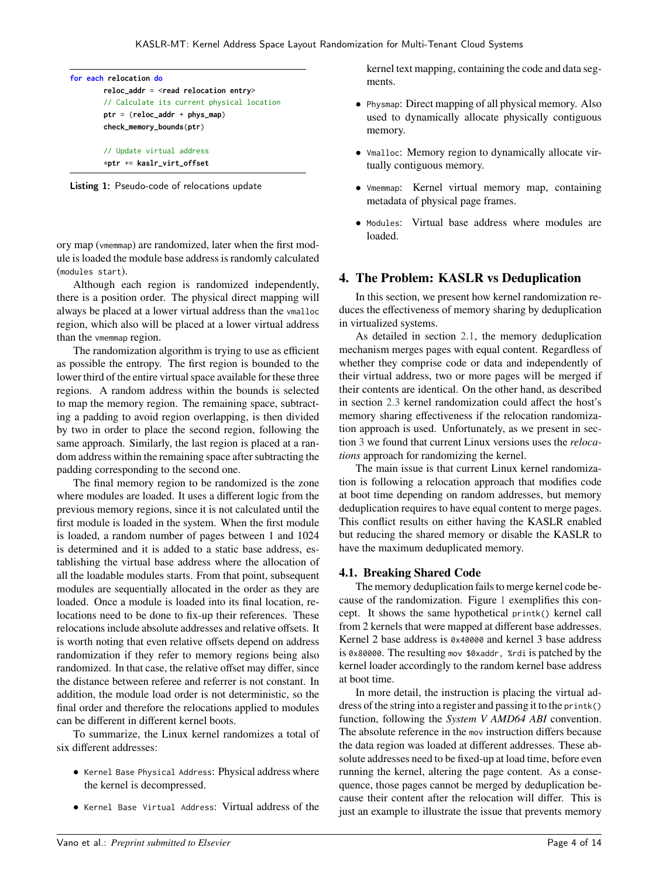```
for each relocation do
        reloc_addr = <read relocation entry>
        // Calculate its current physical location
        ptr = (reloc_addr + phys_map)
        check_memory_bounds(ptr)

        // Update virtual address
        *ptr += kaslr_virt_offset
```

**Listing 1:** Pseudo-code of relocations update

ory map (vmemmap) are randomized, later when the first module is loaded the module base address is randomly calculated (modules start).

Although each region is randomized independently, there is a position order. The physical direct mapping will always be placed at a lower virtual address than the vmalloc region, which also will be placed at a lower virtual address than the vmemmap region.

The randomization algorithm is trying to use as efficient as possible the entropy. The first region is bounded to the lower third of the entire virtual space available for these three regions. A random address within the bounds is selected to map the memory region. The remaining space, subtracting a padding to avoid region overlapping, is then divided by two in order to place the second region, following the same approach. Similarly, the last region is placed at a random address within the remaining space after subtracting the padding corresponding to the second one.

The final memory region to be randomized is the zone where modules are loaded. It uses a different logic from the previous memory regions, since it is not calculated until the first module is loaded in the system. When the first module is loaded, a random number of pages between 1 and 1024 is determined and it is added to a static base address, establishing the virtual base address where the allocation of all the loadable modules starts. From that point, subsequent modules are sequentially allocated in the order as they are loaded. Once a module is loaded into its final location, relocations need to be done to fix-up their references. These relocations include absolute addresses and relative offsets. It is worth noting that even relative offsets depend on address randomization if they refer to memory regions being also randomized. In that case, the relative offset may differ, since the distance between referee and referrer is not constant. In addition, the module load order is not deterministic, so the final order and therefore the relocations applied to modules can be different in different kernel boots.

To summarize, the Linux kernel randomizes a total of six different addresses:

- Kernel Base Physical Address: Physical address where the kernel is decompressed.
- Kernel Base Virtual Address: Virtual address of the kernel text mapping, containing the code and data segments.
- Physmap: Direct mapping of all physical memory. Also used to dynamically allocate physically contiguous memory.
- Vmalloc: Memory region to dynamically allocate virtually contiguous memory.
- Vmemmap: Kernel virtual memory map, containing metadata of physical page frames.
- Modules: Virtual base address where modules are loaded.

## 4. The Problem: KASLR vs Deduplication

In this section, we present how kernel randomization reduces the effectiveness of memory sharing by deduplication in virtualized systems.

As detailed in section 2.1, the memory deduplication mechanism merges pages with equal content. Regardless of whether they comprise code or data and independently of their virtual address, two or more pages will be merged if their contents are identical. On the other hand, as described in section 2.3 kernel randomization could affect the host's memory sharing effectiveness if the relocation randomization approach is used. Unfortunately, as we present in section 3 we found that current Linux versions uses the *relocations* approach for randomizing the kernel.

The main issue is that current Linux kernel randomization is following a relocation approach that modifies code at boot time depending on random addresses, but memory deduplication requires to have equal content to merge pages. This conflict results on either having the KASLR enabled but reducing the shared memory or disable the KASLR to have the maximum deduplicated memory.

### 4.1. Breaking Shared Code

The memory deduplication fails to merge kernel code because of the randomization. Figure 1 exemplifies this concept. It shows the same hypothetical printk() kernel call from 2 kernels that were mapped at different base addresses. Kernel 2 base address is 0x40000 and kernel 3 base address is 0x80000. The resulting mov $0xaddr, %rdi is patched by the kernel loader accordingly to the random kernel base address at boot time.

In more detail, the instruction is placing the virtual address of the string into a register and passing it to the printk() function, following the *System V AMD64 ABI* convention. The absolute reference in the mov instruction differs because the data region was loaded at different addresses. These absolute addresses need to be fixed-up at load time, before even running the kernel, altering the page content. As a consequence, those pages cannot be merged by deduplication because their content after the relocation will differ. This is just an example to illustrate the issue that prevents memory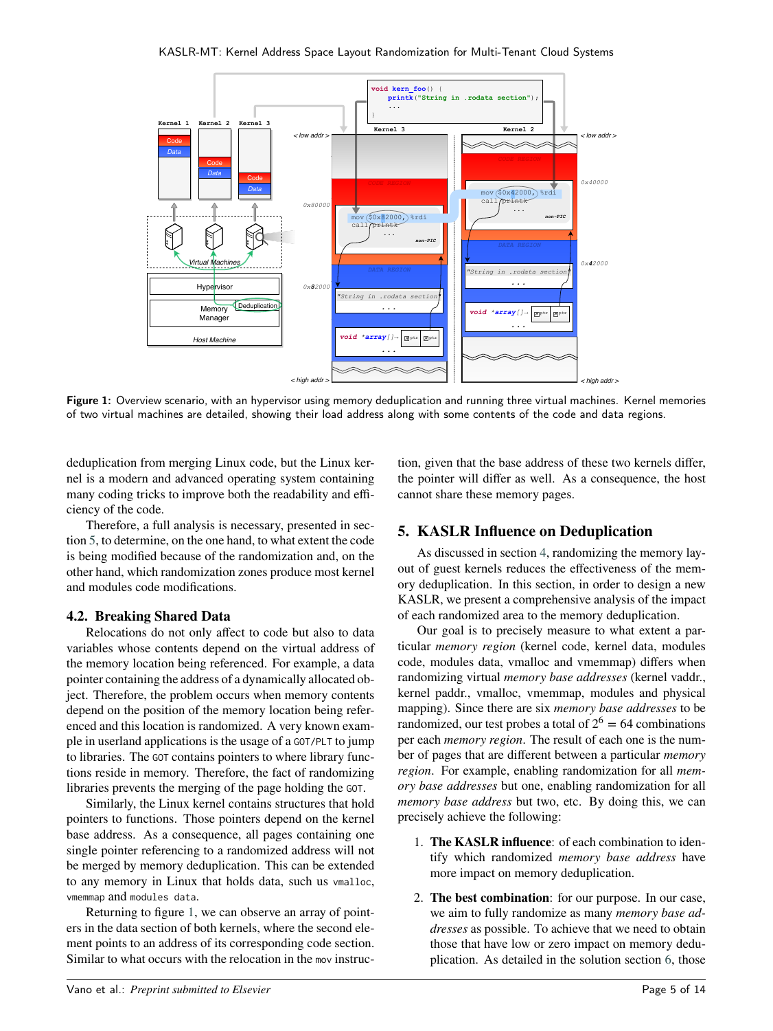Figure 1: Overview scenario, with an hypervisor using memory deduplication and running three virtual machines. Kernel memories of two virtual machines are detailed, showing their load address along with some contents of the code and data regions.

deduplication from merging Linux code, but the Linux kernel is a modern and advanced operating system containing many coding tricks to improve both the readability and efficiency of the code.

Therefore, a full analysis is necessary, presented in section 5, to determine, on the one hand, to what extent the code is being modified because of the randomization and, on the other hand, which randomization zones produce most kernel and modules code modifications.

### 4.2. Breaking Shared Data

Relocations do not only affect to code but also to data variables whose contents depend on the virtual address of the memory location being referenced. For example, a data pointer containing the address of a dynamically allocated object. Therefore, the problem occurs when memory contents depend on the position of the memory location being referenced and this location is randomized. A very known example in userland applications is the usage of a `GOT/PLT` to jump to libraries. The `GOT` contains pointers to where library functions reside in memory. Therefore, the fact of randomizing libraries prevents the merging of the page holding the `GOT`.

Similarly, the Linux kernel contains structures that hold pointers to functions. Those pointers depend on the kernel base address. As a consequence, all pages containing one single pointer referencing to a randomized address will not be merged by memory deduplication. This can be extended to any memory in Linux that holds data, such us `vmalloc`, `vmemmap` and `modules data`.

Returning to figure 1, we can observe an array of pointers in the data section of both kernels, where the second element points to an address of its corresponding code section. Similar to what occurs with the relocation in the `mov` instruction, given that the base address of these two kernels differ, the pointer will differ as well. As a consequence, the host cannot share these memory pages.

## 5. KASLR Influence on Deduplication

As discussed in section 4, randomizing the memory layout of guest kernels reduces the effectiveness of the memory deduplication. In this section, in order to design a new KASLR, we present a comprehensive analysis of the impact of each randomized area to the memory deduplication.

Our goal is to precisely measure to what extent a particular *memory region* (kernel code, kernel data, modules code, modules data, vmalloc and vmemmap) differs when randomizing virtual *memory base addresses* (kernel vaddr., kernel paddr., vmalloc, vmemmap, modules and physical mapping). Since there are six *memory base addresses* to be randomized, our test probes a total of $2^6 = 64$ combinations per each *memory region*. The result of each one is the number of pages that are different between a particular *memory region*. For example, enabling randomization for all *memory base addresses* but one, enabling randomization for all *memory base address* but two, etc. By doing this, we can precisely achieve the following:

1. **The KASLR influence**: of each combination to identify which randomized *memory base address* have more impact on memory deduplication.
2. **The best combination**: for our purpose. In our case, we aim to fully randomize as many *memory base addresses* as possible. To achieve that we need to obtain those that have low or zero impact on memory deduplication. As detailed in the solution section 6, those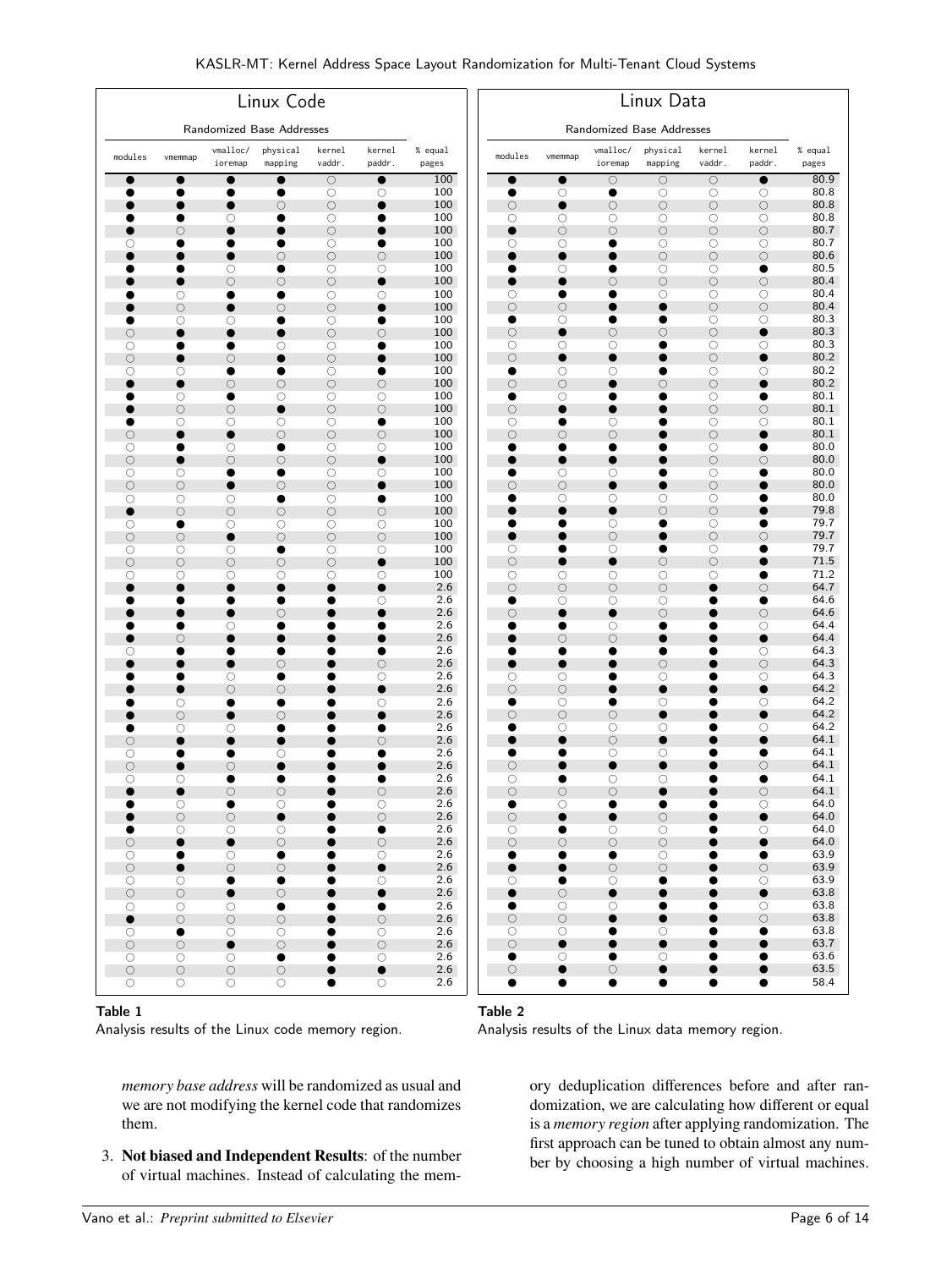| Linux Code | | | | | | |
|---|---|---|---|---|---|---|
| Randomized Base Addresses | | | | | | |
| modules | vmemmap | vmalloc/ ioremap | physical mapping | kernel vaddr. | kernel paddr. | % equal pages |
| ● | ● | ● | ● | ○ | ● | 100 |
| ● | ● | ● | ● | ○ | ○ | 100 |
| ● | ● | ● | ○ | ○ | ● | 100 |
| ● | ● | ○ | ● | ○ | ● | 100 |
| ● | ○ | ● | ● | ○ | ● | 100 |
| ○ | ● | ● | ● | ○ | ● | 100 |
| ● | ● | ● | ○ | ○ | ○ | 100 |
| ● | ● | ○ | ● | ○ | ○ | 100 |
| ● | ● | ○ | ○ | ○ | ● | 100 |
| ● | ○ | ● | ● | ○ | ○ | 100 |
| ● | ○ | ● | ○ | ○ | ● | 100 |
| ● | ○ | ○ | ● | ○ | ● | 100 |
| ○ | ● | ● | ● | ○ | ○ | 100 |
| ○ | ● | ● | ○ | ○ | ● | 100 |
| ○ | ● | ○ | ● | ○ | ● | 100 |
| ○ | ○ | ● | ● | ○ | ● | 100 |
| ● | ● | ○ | ○ | ○ | ○ | 100 |
| ● | ○ | ● | ○ | ○ | ○ | 100 |
| ● | ○ | ○ | ● | ○ | ○ | 100 |
| ● | ○ | ○ | ○ | ○ | ● | 100 |
| ○ | ● | ● | ○ | ○ | ○ | 100 |
| ○ | ● | ○ | ● | ○ | ○ | 100 |
| ○ | ● | ○ | ○ | ○ | ● | 100 |
| ○ | ○ | ● | ● | ○ | ○ | 100 |
| ○ | ○ | ● | ○ | ○ | ● | 100 |
| ○ | ○ | ○ | ● | ○ | ● | 100 |
| ● | ○ | ○ | ○ | ○ | ○ | 100 |
| ○ | ● | ○ | ○ | ○ | ○ | 100 |
| ○ | ○ | ● | ○ | ○ | ○ | 100 |
| ○ | ○ | ○ | ● | ○ | ○ | 100 |
| ○ | ○ | ○ | ○ | ○ | ● | 100 |
| ○ | ○ | ○ | ○ | ○ | ○ | 100 |
| ● | ● | ● | ● | ● | ● | 2.6 |
| ● | ● | ● | ● | ● | ○ | 2.6 |
| ● | ● | ● | ○ | ● | ● | 2.6 |
| ● | ● | ○ | ● | ● | ● | 2.6 |
| ● | ○ | ● | ● | ● | ● | 2.6 |
| ○ | ● | ● | ● | ● | ● | 2.6 |
| ● | ● | ● | ○ | ● | ○ | 2.6 |
| ● | ● | ○ | ● | ● | ○ | 2.6 |
| ● | ● | ○ | ○ | ● | ● | 2.6 |
| ● | ○ | ● | ● | ● | ○ | 2.6 |
| ● | ○ | ● | ○ | ● | ● | 2.6 |
| ● | ○ | ○ | ● | ● | ● | 2.6 |
| ○ | ● | ● | ● | ● | ○ | 2.6 |
| ○ | ● | ● | ○ | ● | ● | 2.6 |
| ○ | ● | ○ | ● | ● | ● | 2.6 |
| ○ | ○ | ● | ● | ● | ● | 2.6 |
| ● | ● | ○ | ○ | ● | ○ | 2.6 |
| ● | ○ | ● | ○ | ● | ○ | 2.6 |
| ● | ○ | ○ | ● | ● | ○ | 2.6 |
| ● | ○ | ○ | ○ | ● | ● | 2.6 |
| ○ | ● | ● | ○ | ● | ○ | 2.6 |
| ○ | ● | ○ | ● | ● | ○ | 2.6 |
| ○ | ● | ○ | ○ | ● | ● | 2.6 |
| ○ | ○ | ● | ● | ● | ○ | 2.6 |
| ○ | ○ | ● | ○ | ● | ● | 2.6 |
| ○ | ○ | ○ | ● | ● | ● | 2.6 |
| ● | ○ | ○ | ○ | ● | ○ | 2.6 |
| ○ | ● | ○ | ○ | ● | ○ | 2.6 |
| ○ | ○ | ● | ○ | ● | ○ | 2.6 |
| ○ | ○ | ○ | ● | ● | ○ | 2.6 |
| ○ | ○ | ○ | ○ | ● | ● | 2.6 |
| ○ | ○ | ○ | ○ | ● | ○ | 2.6 |

**Table 1**
Analysis results of the Linux code memory region.

| Linux Data | | | | | | |
|---|---|---|---|---|---|---|
| Randomized Base Addresses | | | | | | |
| modules | vmemmap | vmalloc/ ioremap | physical mapping | kernel vaddr. | kernel paddr. | % equal pages |
| ● | ● | ○ | ○ | ○ | ● | 80.9 |
| ● | ○ | ● | ○ | ○ | ○ | 80.8 |
| ○ | ● | ○ | ○ | ○ | ○ | 80.8 |
| ○ | ○ | ○ | ○ | ○ | ○ | 80.8 |
| ● | ○ | ○ | ○ | ○ | ○ | 80.7 |
| ○ | ○ | ● | ○ | ○ | ○ | 80.7 |
| ● | ● | ● | ○ | ○ | ○ | 80.6 |
| ● | ○ | ● | ○ | ○ | ● | 80.5 |
| ● | ● | ○ | ○ | ○ | ○ | 80.4 |
| ○ | ● | ● | ○ | ○ | ○ | 80.4 |
| ○ | ○ | ● | ● | ○ | ○ | 80.4 |
| ● | ○ | ● | ● | ○ | ○ | 80.3 |
| ○ | ● | ○ | ○ | ○ | ● | 80.3 |
| ○ | ○ | ○ | ● | ○ | ○ | 80.3 |
| ○ | ● | ● | ● | ○ | ● | 80.2 |
| ● | ○ | ○ | ● | ○ | ○ | 80.2 |
| ○ | ○ | ● | ○ | ○ | ● | 80.2 |
| ● | ○ | ● | ● | ○ | ● | 80.1 |
| ○ | ● | ● | ● | ○ | ○ | 80.1 |
| ○ | ● | ○ | ● | ○ | ○ | 80.1 |
| ○ | ○ | ○ | ● | ○ | ● | 80.1 |
| ● | ● | ● | ● | ○ | ● | 80.0 |
| ● | ● | ● | ● | ○ | ○ | 80.0 |
| ● | ○ | ○ | ● | ○ | ● | 80.0 |
| ○ | ○ | ● | ● | ○ | ● | 80.0 |
| ● | ○ | ○ | ○ | ○ | ● | 80.0 |
| ● | ● | ● | ○ | ○ | ● | 79.8 |
| ● | ● | ○ | ● | ○ | ● | 79.7 |
| ● | ● | ○ | ● | ○ | ○ | 79.7 |
| ○ | ● | ○ | ● | ○ | ● | 79.7 |
| ○ | ● | ● | ○ | ○ | ● | 71.5 |
| ○ | ○ | ○ | ○ | ○ | ● | 71.2 |
| ○ | ○ | ○ | ○ | ● | ○ | 64.7 |
| ● | ○ | ○ | ○ | ● | ● | 64.6 |
| ○ | ● | ● | ○ | ● | ○ | 64.6 |
| ● | ● | ○ | ● | ● | ○ | 64.4 |
| ● | ○ | ○ | ● | ● | ● | 64.4 |
| ● | ● | ● | ● | ● | ○ | 64.3 |
| ● | ● | ● | ○ | ● | ○ | 64.3 |
| ○ | ○ | ● | ○ | ● | ○ | 64.3 |
| ○ | ○ | ● | ● | ● | ● | 64.2 |
| ● | ○ | ● | ○ | ● | ○ | 64.2 |
| ○ | ○ | ○ | ● | ● | ● | 64.2 |
| ● | ○ | ○ | ○ | ● | ○ | 64.2 |
| ● | ● | ○ | ● | ● | ● | 64.1 |
| ● | ● | ○ | ○ | ● | ● | 64.1 |
| ○ | ● | ● | ● | ● | ○ | 64.1 |
| ○ | ● | ○ | ○ | ● | ● | 64.1 |
| ○ | ○ | ○ | ● | ● | ○ | 64.1 |
| ● | ○ | ● | ● | ● | ○ | 64.0 |
| ○ | ● | ● | ○ | ● | ● | 64.0 |
| ○ | ● | ○ | ○ | ● | ○ | 64.0 |
| ○ | ○ | ○ | ○ | ● | ● | 64.0 |
| ● | ● | ● | ○ | ● | ● | 63.9 |
| ● | ● | ○ | ○ | ● | ○ | 63.9 |
| ○ | ● | ○ | ● | ● | ○ | 63.9 |
| ● | ○ | ● | ● | ● | ● | 63.8 |
| ● | ○ | ○ | ● | ● | ○ | 63.8 |
| ○ | ○ | ● | ● | ● | ○ | 63.8 |
| ○ | ○ | ● | ○ | ● | ● | 63.8 |
| ○ | ● | ● | ● | ● | ● | 63.7 |
| ● | ○ | ● | ○ | ● | ● | 63.6 |
| ○ | ● | ○ | ● | ● | ● | 63.5 |
| ● | ● | ● | ● | ● | ● | 58.4 |

**Table 2**
Analysis results of the Linux data memory region.

*memory base address* will be randomized as usual and we are not modifying the kernel code that randomizes them.

3. **Not biased and Independent Results**: of the number of virtual machines. Instead of calculating the memory deduplication differences before and after randomization, we are calculating how different or equal is a *memory region* after applying randomization. The first approach can be tuned to obtain almost any number by choosing a high number of virtual machines.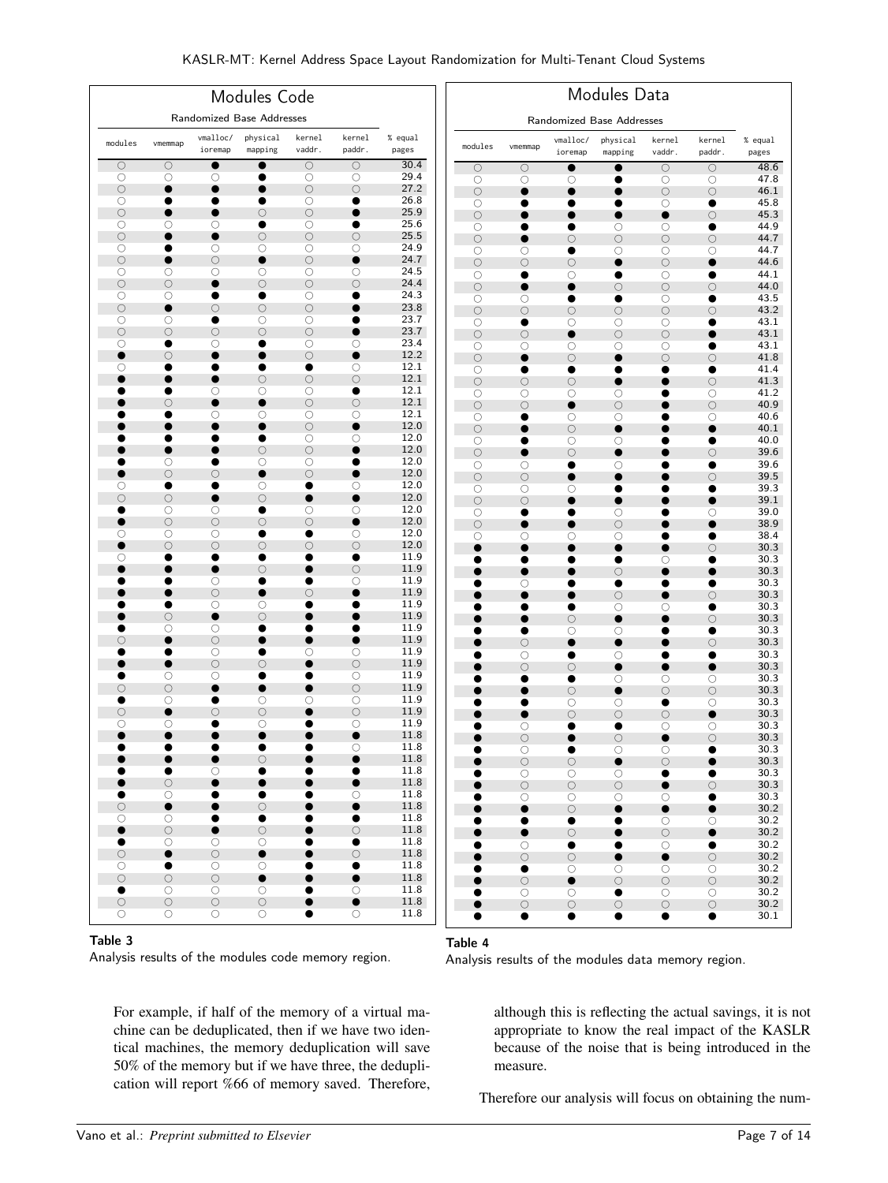| Modules Code | | | | | | |
|---|---|---|---|---|---|---|
| Randomized Base Addresses | | | | | | |
| modules | vmemmap | vmalloc/ ioremap | physical mapping | kernel vaddr. | kernel paddr. | % equal pages |
| ○ | ○ | ● | ● | ○ | ○ | 30.4 |
| ○ | ○ | ○ | ● | ○ | ○ | 29.4 |
| ○ | ● | ● | ● | ○ | ○ | 27.2 |
| ○ | ● | ● | ● | ○ | ● | 26.8 |
| ○ | ● | ● | ○ | ○ | ● | 25.9 |
| ○ | ○ | ○ | ● | ○ | ● | 25.6 |
| ○ | ● | ● | ○ | ○ | ○ | 25.5 |
| ○ | ● | ○ | ○ | ○ | ○ | 24.9 |
| ○ | ● | ○ | ● | ○ | ● | 24.7 |
| ○ | ○ | ○ | ○ | ○ | ○ | 24.5 |
| ○ | ○ | ● | ○ | ○ | ○ | 24.4 |
| ○ | ○ | ● | ● | ○ | ● | 24.3 |
| ○ | ● | ○ | ○ | ○ | ● | 23.8 |
| ○ | ○ | ● | ○ | ○ | ● | 23.7 |
| ○ | ○ | ○ | ○ | ○ | ● | 23.7 |
| ○ | ● | ○ | ● | ○ | ○ | 23.4 |
| ● | ○ | ● | ● | ○ | ● | 12.2 |
| ○ | ● | ● | ● | ● | ○ | 12.1 |
| ● | ● | ● | ○ | ○ | ○ | 12.1 |
| ● | ● | ○ | ○ | ○ | ● | 12.1 |
| ● | ○ | ● | ● | ○ | ○ | 12.1 |
| ● | ● | ○ | ○ | ○ | ○ | 12.1 |
| ● | ● | ● | ● | ○ | ● | 12.0 |
| ● | ● | ● | ● | ● | ○ | 12.0 |
| ● | ● | ● | ○ | ○ | ● | 12.0 |
| ● | ○ | ● | ○ | ○ | ● | 12.0 |
| ● | ○ | ○ | ● | ○ | ● | 12.0 |
| ○ | ● | ● | ○ | ● | ○ | 12.0 |
| ○ | ○ | ● | ○ | ● | ● | 12.0 |
| ● | ○ | ○ | ● | ○ | ○ | 12.0 |
| ● | ○ | ○ | ○ | ○ | ● | 12.0 |
| ○ | ○ | ○ | ● | ● | ○ | 12.0 |
| ● | ○ | ○ | ○ | ○ | ○ | 12.0 |
| ○ | ● | ● | ● | ● | ● | 11.9 |
| ● | ● | ● | ○ | ● | ○ | 11.9 |
| ● | ● | ○ | ● | ● | ○ | 11.9 |
| ● | ● | ○ | ● | ○ | ● | 11.9 |
| ● | ● | ○ | ○ | ● | ● | 11.9 |
| ● | ○ | ● | ○ | ● | ● | 11.9 |
| ● | ○ | ○ | ● | ● | ● | 11.9 |
| ○ | ● | ○ | ● | ● | ● | 11.9 |
| ● | ● | ○ | ● | ○ | ○ | 11.9 |
| ● | ● | ○ | ○ | ● | ○ | 11.9 |
| ● | ○ | ○ | ● | ● | ○ | 11.9 |
| ○ | ○ | ● | ● | ● | ○ | 11.9 |
| ● | ○ | ● | ○ | ○ | ○ | 11.9 |
| ○ | ● | ○ | ○ | ● | ○ | 11.9 |
| ○ | ○ | ● | ○ | ● | ○ | 11.9 |
| ● | ● | ● | ● | ● | ● | 11.8 |
| ● | ● | ● | ● | ● | ○ | 11.8 |
| ● | ● | ● | ○ | ● | ● | 11.8 |
| ● | ● | ○ | ● | ● | ● | 11.8 |
| ● | ○ | ● | ● | ● | ● | 11.8 |
| ● | ○ | ● | ● | ● | ○ | 11.8 |
| ○ | ● | ● | ○ | ● | ● | 11.8 |
| ○ | ○ | ● | ● | ● | ● | 11.8 |
| ● | ○ | ● | ○ | ● | ○ | 11.8 |
| ● | ○ | ○ | ○ | ● | ● | 11.8 |
| ○ | ● | ○ | ● | ● | ○ | 11.8 |
| ○ | ● | ○ | ○ | ● | ● | 11.8 |
| ○ | ○ | ○ | ● | ● | ● | 11.8 |
| ● | ○ | ○ | ○ | ● | ○ | 11.8 |
| ○ | ○ | ○ | ○ | ● | ● | 11.8 |
| ○ | ○ | ○ | ○ | ● | ○ | 11.8 |

**Table 3**
Analysis results of the modules code memory region.

| Modules Data | | | | | | |
|---|---|---|---|---|---|---|
| Randomized Base Addresses | | | | | | |
| modules | vmemmap | vmalloc/ ioremap | physical mapping | kernel vaddr. | kernel paddr. | % equal pages |
| ○ | ○ | ● | ● | ○ | ○ | 48.6 |
| ○ | ○ | ○ | ● | ○ | ○ | 47.8 |
| ○ | ● | ● | ● | ○ | ○ | 46.1 |
| ○ | ● | ● | ● | ○ | ● | 45.8 |
| ○ | ● | ● | ● | ● | ○ | 45.3 |
| ○ | ● | ● | ○ | ○ | ● | 44.9 |
| ○ | ● | ○ | ○ | ○ | ○ | 44.7 |
| ○ | ○ | ● | ○ | ○ | ○ | 44.7 |
| ○ | ○ | ○ | ● | ○ | ● | 44.6 |
| ○ | ● | ○ | ● | ○ | ● | 44.1 |
| ○ | ● | ● | ○ | ○ | ○ | 44.0 |
| ○ | ○ | ● | ● | ○ | ● | 43.5 |
| ○ | ○ | ○ | ○ | ○ | ○ | 43.2 |
| ○ | ● | ○ | ○ | ○ | ● | 43.1 |
| ○ | ○ | ● | ○ | ○ | ● | 43.1 |
| ○ | ○ | ○ | ○ | ○ | ● | 43.1 |
| ○ | ● | ○ | ● | ○ | ○ | 41.8 |
| ○ | ● | ● | ● | ● | ● | 41.4 |
| ○ | ○ | ○ | ● | ● | ○ | 41.3 |
| ○ | ○ | ○ | ○ | ● | ○ | 41.2 |
| ○ | ○ | ● | ○ | ● | ○ | 40.9 |
| ○ | ● | ○ | ○ | ● | ○ | 40.6 |
| ○ | ● | ○ | ● | ● | ● | 40.1 |
| ○ | ● | ○ | ○ | ● | ● | 40.0 |
| ○ | ● | ○ | ● | ● | ○ | 39.6 |
| ○ | ○ | ● | ○ | ● | ● | 39.6 |
| ○ | ○ | ● | ● | ● | ○ | 39.5 |
| ○ | ○ | ○ | ● | ● | ● | 39.3 |
| ○ | ○ | ● | ● | ● | ● | 39.1 |
| ○ | ● | ● | ○ | ● | ○ | 39.0 |
| ○ | ● | ● | ○ | ● | ● | 38.9 |
| ○ | ○ | ○ | ○ | ● | ● | 38.4 |
| ● | ● | ● | ● | ● | ○ | 30.3 |
| ● | ● | ● | ● | ○ | ● | 30.3 |
| ● | ● | ● | ○ | ● | ● | 30.3 |
| ● | ○ | ● | ● | ● | ● | 30.3 |
| ● | ● | ● | ○ | ● | ○ | 30.3 |
| ● | ● | ● | ○ | ○ | ● | 30.3 |
| ● | ● | ○ | ● | ● | ○ | 30.3 |
| ● | ● | ○ | ○ | ● | ● | 30.3 |
| ● | ○ | ● | ● | ● | ○ | 30.3 |
| ● | ○ | ● | ○ | ● | ● | 30.3 |
| ● | ○ | ○ | ● | ● | ● | 30.3 |
| ● | ● | ● | ○ | ○ | ○ | 30.3 |
| ● | ● | ○ | ● | ○ | ○ | 30.3 |
| ● | ● | ○ | ○ | ● | ○ | 30.3 |
| ● | ● | ○ | ○ | ○ | ● | 30.3 |
| ● | ○ | ● | ● | ○ | ○ | 30.3 |
| ● | ○ | ● | ○ | ● | ○ | 30.3 |
| ● | ○ | ● | ○ | ○ | ● | 30.3 |
| ● | ○ | ○ | ● | ○ | ● | 30.3 |
| ● | ○ | ○ | ○ | ● | ● | 30.3 |
| ● | ○ | ○ | ○ | ● | ○ | 30.3 |
| ● | ○ | ○ | ○ | ○ | ● | 30.3 |
| ● | ● | ○ | ● | ● | ● | 30.2 |
| ● | ● | ● | ● | ○ | ○ | 30.2 |
| ● | ● | ○ | ● | ○ | ● | 30.2 |
| ● | ○ | ● | ● | ○ | ● | 30.2 |
| ● | ○ | ○ | ● | ● | ○ | 30.2 |
| ● | ● | ○ | ○ | ○ | ○ | 30.2 |
| ● | ○ | ● | ○ | ○ | ○ | 30.2 |
| ● | ○ | ○ | ● | ○ | ○ | 30.2 |
| ● | ○ | ○ | ○ | ○ | ○ | 30.2 |
| ● | ● | ● | ● | ● | ● | 30.1 |

**Table 4**
Analysis results of the modules data memory region.

For example, if half of the memory of a virtual machine can be deduplicated, then if we have two identical machines, the memory deduplication will save 50% of the memory but if we have three, the deduplication will report %66 of memory saved. Therefore, although this is reflecting the actual savings, it is not appropriate to know the real impact of the KASLR because of the noise that is being introduced in the measure.

Therefore our analysis will focus on obtaining the num-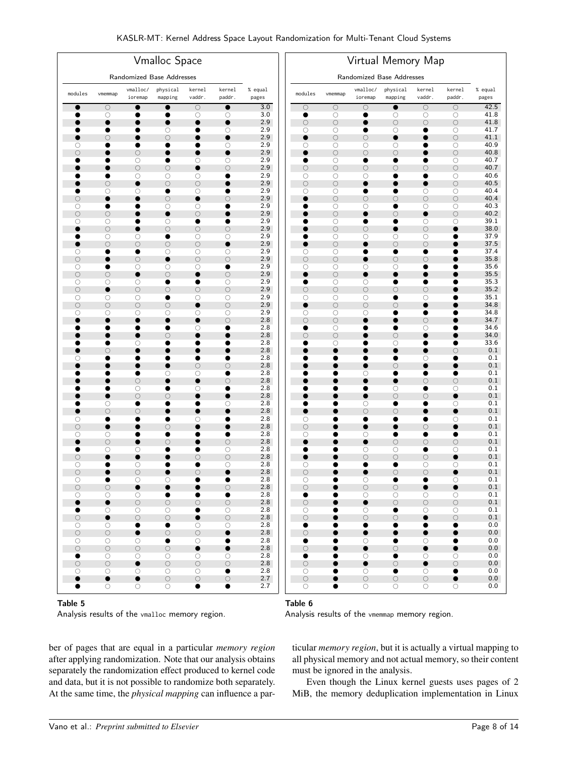**Vmalloc Space**

| Randomized Base Addresses | | | | | | |
|---|---|---|---|---|---|---|
| modules | vmemmap | vmalloc/ ioremap | physical mapping | kernel vaddr. | kernel paddr. | % equal pages |
| ● | ○ | ● | ● | ○ | ● | 3.0 |
| ● | ○ | ● | ● | ○ | ○ | 3.0 |
| ● | ● | ● | ● | ● | ● | 2.9 |
| ● | ● | ● | ○ | ● | ○ | 2.9 |
| ● | ○ | ● | ○ | ● | ● | 2.9 |
| ○ | ● | ● | ● | ● | ○ | 2.9 |
| ○ | ● | ○ | ● | ● | ● | 2.9 |
| ● | ● | ○ | ● | ○ | ○ | 2.9 |
| ● | ● | ○ | ○ | ● | ○ | 2.9 |
| ● | ● | ○ | ○ | ○ | ● | 2.9 |
| ● | ○ | ● | ○ | ○ | ● | 2.9 |
| ● | ○ | ○ | ● | ○ | ● | 2.9 |
| ○ | ● | ● | ○ | ● | ○ | 2.9 |
| ○ | ● | ● | ○ | ○ | ● | 2.9 |
| ○ | ○ | ● | ● | ○ | ● | 2.9 |
| ○ | ○ | ● | ○ | ● | ● | 2.9 |
| ● | ○ | ● | ○ | ○ | ○ | 2.9 |
| ● | ○ | ○ | ● | ○ | ○ | 2.9 |
| ● | ○ | ○ | ○ | ○ | ● | 2.9 |
| ○ | ● | ● | ○ | ○ | ○ | 2.9 |
| ○ | ● | ○ | ● | ○ | ○ | 2.9 |
| ○ | ● | ○ | ○ | ○ | ● | 2.9 |
| ○ | ○ | ● | ○ | ● | ○ | 2.9 |
| ○ | ○ | ○ | ● | ● | ○ | 2.9 |
| ○ | ● | ○ | ○ | ○ | ○ | 2.9 |
| ○ | ○ | ○ | ● | ○ | ○ | 2.9 |
| ○ | ○ | ○ | ○ | ● | ○ | 2.9 |
| ○ | ○ | ○ | ○ | ○ | ○ | 2.9 |
| ● | ● | ● | ● | ● | ○ | 2.8 |
| ● | ● | ● | ● | ○ | ● | 2.8 |
| ● | ● | ● | ○ | ● | ● | 2.8 |
| ● | ● | ○ | ● | ● | ● | 2.8 |
| ● | ○ | ● | ● | ● | ● | 2.8 |
| ○ | ● | ● | ● | ● | ● | 2.8 |
| ● | ● | ● | ● | ○ | ○ | 2.8 |
| ● | ● | ● | ○ | ○ | ● | 2.8 |
| ● | ● | ○ | ● | ● | ○ | 2.8 |
| ● | ● | ○ | ● | ○ | ● | 2.8 |
| ● | ● | ○ | ○ | ● | ● | 2.8 |
| ● | ○ | ● | ● | ● | ○ | 2.8 |
| ● | ○ | ○ | ● | ● | ● | 2.8 |
| ○ | ● | ● | ● | ○ | ● | 2.8 |
| ○ | ● | ● | ○ | ● | ● | 2.8 |
| ○ | ○ | ● | ● | ● | ● | 2.8 |
| ● | ○ | ● | ○ | ● | ○ | 2.8 |
| ● | ○ | ○ | ● | ● | ○ | 2.8 |
| ○ | ● | ● | ● | ○ | ○ | 2.8 |
| ○ | ● | ○ | ● | ● | ○ | 2.8 |
| ○ | ● | ○ | ● | ○ | ● | 2.8 |
| ○ | ● | ○ | ○ | ● | ● | 2.8 |
| ○ | ○ | ● | ● | ● | ○ | 2.8 |
| ○ | ○ | ○ | ● | ● | ● | 2.8 |
| ● | ● | ○ | ○ | ○ | ○ | 2.8 |
| ● | ○ | ○ | ○ | ● | ○ | 2.8 |
| ○ | ● | ○ | ○ | ● | ○ | 2.8 |
| ○ | ○ | ● | ● | ○ | ○ | 2.8 |
| ○ | ○ | ● | ○ | ○ | ● | 2.8 |
| ○ | ○ | ○ | ● | ○ | ● | 2.8 |
| ○ | ○ | ○ | ○ | ● | ● | 2.8 |
| ● | ○ | ○ | ○ | ○ | ○ | 2.8 |
| ○ | ○ | ● | ○ | ○ | ○ | 2.8 |
| ○ | ○ | ○ | ○ | ○ | ● | 2.8 |
| ● | ● | ● | ○ | ○ | ○ | 2.7 |
| ● | ○ | ○ | ○ | ● | ● | 2.7 |

**Table 5**
Analysis results of the vmalloc memory region.

**Virtual Memory Map**

| Randomized Base Addresses | | | | | | |
|---|---|---|---|---|---|---|
| modules | vmemmap | vmalloc/ ioremap | physical mapping | kernel vaddr. | kernel paddr. | % equal pages |
| ○ | ○ | ○ | ● | ○ | ○ | 42.5 |
| ● | ○ | ● | ○ | ○ | ○ | 41.8 |
| ○ | ○ | ● | ○ | ○ | ○ | 41.8 |
| ○ | ○ | ● | ○ | ● | ○ | 41.7 |
| ● | ○ | ○ | ● | ● | ○ | 41.1 |
| ○ | ○ | ○ | ○ | ● | ○ | 40.9 |
| ● | ○ | ○ | ○ | ● | ○ | 40.8 |
| ● | ○ | ● | ● | ● | ○ | 40.7 |
| ○ | ○ | ○ | ○ | ○ | ○ | 40.7 |
| ○ | ○ | ○ | ● | ● | ○ | 40.6 |
| ○ | ○ | ● | ● | ● | ○ | 40.5 |
| ○ | ○ | ● | ● | ○ | ○ | 40.4 |
| ● | ○ | ○ | ○ | ○ | ○ | 40.4 |
| ● | ○ | ○ | ● | ○ | ○ | 40.3 |
| ● | ○ | ● | ○ | ● | ○ | 40.2 |
| ● | ○ | ● | ● | ○ | ○ | 39.1 |
| ● | ○ | ○ | ● | ○ | ● | 38.0 |
| ● | ○ | ○ | ○ | ○ | ● | 37.9 |
| ● | ○ | ● | ○ | ○ | ● | 37.5 |
| ○ | ○ | ● | ● | ● | ● | 37.4 |
| ○ | ○ | ● | ○ | ○ | ● | 35.8 |
| ○ | ○ | ○ | ○ | ● | ● | 35.6 |
| ● | ○ | ● | ● | ● | ● | 35.5 |
| ● | ○ | ○ | ● | ● | ● | 35.3 |
| ○ | ○ | ○ | ○ | ○ | ● | 35.2 |
| ○ | ○ | ○ | ● | ○ | ● | 35.1 |
| ● | ○ | ○ | ○ | ● | ● | 34.8 |
| ○ | ○ | ○ | ● | ● | ● | 34.8 |
| ○ | ○ | ● | ● | ○ | ● | 34.7 |
| ● | ○ | ● | ● | ○ | ● | 34.6 |
| ○ | ○ | ● | ○ | ● | ● | 34.0 |
| ● | ○ | ● | ○ | ● | ● | 33.6 |
| ● | ● | ● | ● | ● | ○ | 0.1 |
| ● | ● | ● | ● | ○ | ● | 0.1 |
| ● | ● | ● | ○ | ● | ● | 0.1 |
| ● | ● | ○ | ● | ● | ● | 0.1 |
| ● | ● | ● | ● | ○ | ○ | 0.1 |
| ● | ● | ● | ○ | ● | ○ | 0.1 |
| ● | ● | ● | ○ | ○ | ● | 0.1 |
| ● | ● | ○ | ● | ● | ○ | 0.1 |
| ● | ● | ○ | ○ | ● | ● | 0.1 |
| ○ | ● | ● | ● | ● | ○ | 0.1 |
| ○ | ● | ● | ● | ○ | ● | 0.1 |
| ○ | ● | ○ | ● | ● | ● | 0.1 |
| ● | ● | ● | ○ | ○ | ○ | 0.1 |
| ● | ● | ○ | ○ | ● | ○ | 0.1 |
| ● | ● | ○ | ○ | ○ | ● | 0.1 |
| ○ | ● | ● | ● | ○ | ○ | 0.1 |
| ○ | ● | ● | ○ | ○ | ● | 0.1 |
| ○ | ● | ○ | ● | ● | ○ | 0.1 |
| ○ | ● | ○ | ○ | ● | ● | 0.1 |
| ● | ● | ○ | ○ | ○ | ○ | 0.1 |
| ○ | ● | ● | ○ | ○ | ○ | 0.1 |
| ○ | ● | ○ | ● | ○ | ○ | 0.1 |
| ○ | ● | ○ | ○ | ● | ○ | 0.1 |
| ● | ● | ● | ● | ● | ● | 0.0 |
| ○ | ● | ● | ● | ● | ● | 0.0 |
| ● | ● | ○ | ● | ○ | ● | 0.0 |
| ○ | ● | ● | ○ | ● | ● | 0.0 |
| ● | ● | ○ | ● | ○ | ○ | 0.0 |
| ○ | ● | ● | ○ | ● | ○ | 0.0 |
| ○ | ● | ○ | ● | ○ | ● | 0.0 |
| ○ | ● | ● | ○ | ○ | ● | 0.0 |
| ○ | ● | ○ | ○ | ○ | ○ | 0.0 |

**Table 6**
Analysis results of the vmemmap memory region.

ber of pages that are equal in a particular *memory region* after applying randomization. Note that our analysis obtains separately the randomization effect produced to kernel code and data, but it is not possible to randomize both separately. At the same time, the *physical mapping* can influence a particular *memory region*, but it is actually a virtual mapping to all physical memory and not actual memory, so their content must be ignored in the analysis.

Even though the Linux kernel guests uses pages of 2 MiB, the memory deduplication implementation in Linux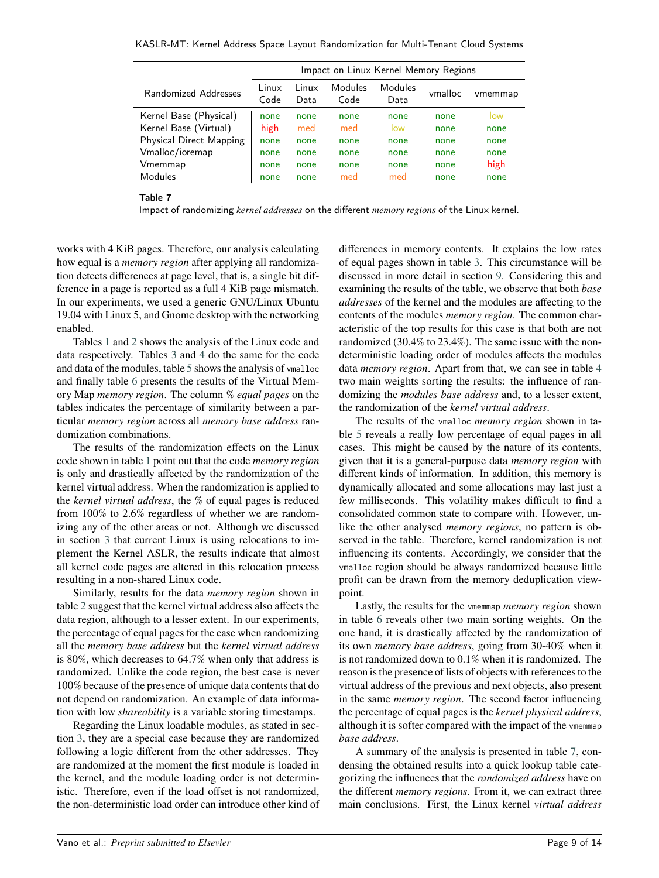| Randomized Addresses | Impact on Linux Kernel Memory Regions | | | | | |
|---|---|---|---|---|---|---|
| | Linux Code | Linux Data | Modules Code | Modules Data | vmalloc | vmemmap |
| Kernel Base (Physical) | none | none | none | none | none | low |
| Kernel Base (Virtual) | high | med | med | low | none | none |
| Physical Direct Mapping | none | none | none | none | none | none |
| Vmalloc/ioremap | none | none | none | none | none | none |
| Vmemmap | none | none | none | none | none | high |
| Modules | none | none | med | med | none | none |

**Table 7**
Impact of randomizing *kernel addresses* on the different *memory regions* of the Linux kernel.

works with 4 KiB pages. Therefore, our analysis calculating how equal is a *memory region* after applying all randomization detects differences at page level, that is, a single bit difference in a page is reported as a full 4 KiB page mismatch. In our experiments, we used a generic GNU/Linux Ubuntu 19.04 with Linux 5, and Gnome desktop with the networking enabled.

Tables 1 and 2 shows the analysis of the Linux code and data respectively. Tables 3 and 4 do the same for the code and data of the modules, table 5 shows the analysis of `vmalloc` and finally table 6 presents the results of the Virtual Memory Map *memory region*. The column *% equal pages* on the tables indicates the percentage of similarity between a particular *memory region* across all *memory base address* randomization combinations.

The results of the randomization effects on the Linux code shown in table 1 point out that the code *memory region* is only and drastically affected by the randomization of the kernel virtual address. When the randomization is applied to the *kernel virtual address*, the % of equal pages is reduced from 100% to 2.6% regardless of whether we are randomizing any of the other areas or not. Although we discussed in section 3 that current Linux is using relocations to implement the Kernel ASLR, the results indicate that almost all kernel code pages are altered in this relocation process resulting in a non-shared Linux code.

Similarly, results for the data *memory region* shown in table 2 suggest that the kernel virtual address also affects the data region, although to a lesser extent. In our experiments, the percentage of equal pages for the case when randomizing all the *memory base address* but the *kernel virtual address* is 80%, which decreases to 64.7% when only that address is randomized. Unlike the code region, the best case is never 100% because of the presence of unique data contents that do not depend on randomization. An example of data information with low *shareability* is a variable storing timestamps.

Regarding the Linux loadable modules, as stated in section 3, they are a special case because they are randomized following a logic different from the other addresses. They are randomized at the moment the first module is loaded in the kernel, and the module loading order is not deterministic. Therefore, even if the load offset is not randomized, the non-deterministic load order can introduce other kind of differences in memory contents. It explains the low rates of equal pages shown in table 3. This circumstance will be discussed in more detail in section 9. Considering this and examining the results of the table, we observe that both *base addresses* of the kernel and the modules are affecting to the contents of the modules *memory region*. The common characteristic of the top results for this case is that both are not randomized (30.4% to 23.4%). The same issue with the non-deterministic loading order of modules affects the modules data *memory region*. Apart from that, we can see in table 4 two main weights sorting the results: the influence of randomizing the *modules base address* and, to a lesser extent, the randomization of the *kernel virtual address*.

The results of the `vmalloc` *memory region* shown in table 5 reveals a really low percentage of equal pages in all cases. This might be caused by the nature of its contents, given that it is a general-purpose data *memory region* with different kinds of information. In addition, this memory is dynamically allocated and some allocations may last just a few milliseconds. This volatility makes difficult to find a consolidated common state to compare with. However, unlike the other analysed *memory regions*, no pattern is observed in the table. Therefore, kernel randomization is not influencing its contents. Accordingly, we consider that the `vmalloc` region should be always randomized because little profit can be drawn from the memory deduplication viewpoint.

Lastly, the results for the `vmemmap` *memory region* shown in table 6 reveals other two main sorting weights. On the one hand, it is drastically affected by the randomization of its own *memory base address*, going from 30-40% when it is not randomized down to 0.1% when it is randomized. The reason is the presence of lists of objects with references to the virtual address of the previous and next objects, also present in the same *memory region*. The second factor influencing the percentage of equal pages is the *kernel physical address*, although it is softer compared with the impact of the `vmemmap` *base address*.

A summary of the analysis is presented in table 7, condensing the obtained results into a quick lookup table categorizing the influences that the *randomized address* have on the different *memory regions*. From it, we can extract three main conclusions. First, the Linux kernel *virtual address*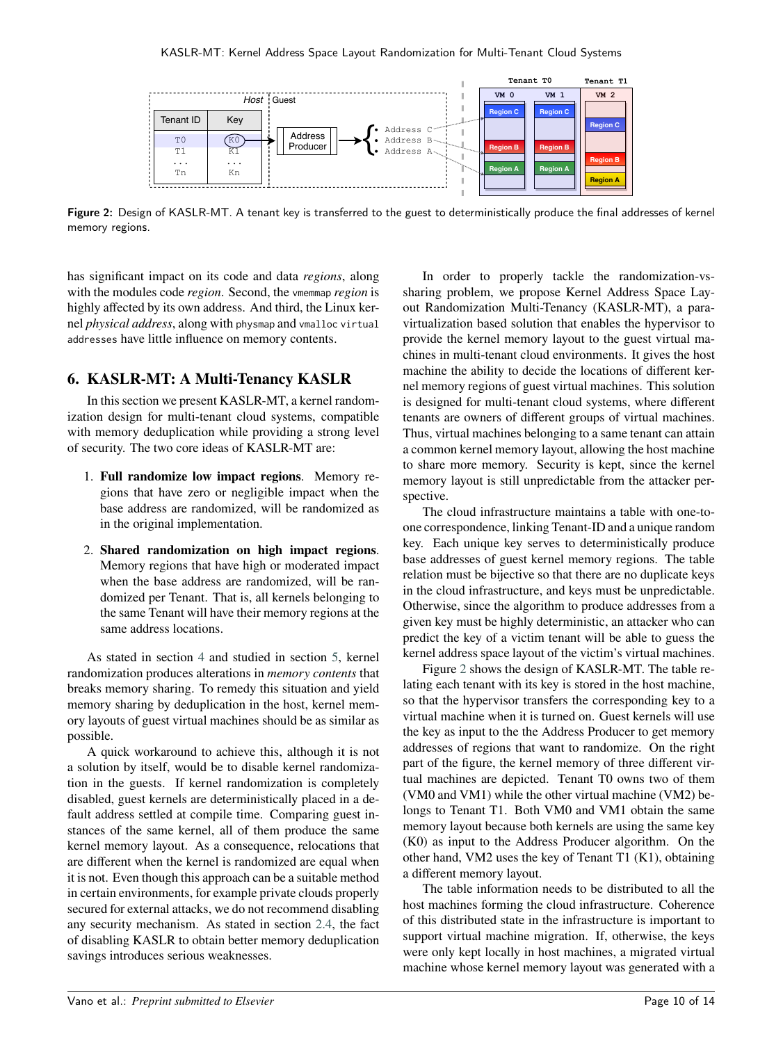Figure 2: Design of KASLR-MT. A tenant key is transferred to the guest to deterministically produce the final addresses of kernel memory regions.

has significant impact on its code and data *regions*, along with the modules code *region*. Second, the vmemmap *region* is highly affected by its own address. And third, the Linux kernel *physical address*, along with physmap and vmalloc virtual addresses have little influence on memory contents.

## 6. KASLR-MT: A Multi-Tenancy KASLR

In this section we present KASLR-MT, a kernel randomization design for multi-tenant cloud systems, compatible with memory deduplication while providing a strong level of security. The two core ideas of KASLR-MT are:

1. **Full randomize low impact regions**. Memory regions that have zero or negligible impact when the base address are randomized, will be randomized as in the original implementation.

2. **Shared randomization on high impact regions**. Memory regions that have high or moderated impact when the base address are randomized, will be randomized per Tenant. That is, all kernels belonging to the same Tenant will have their memory regions at the same address locations.

As stated in section 4 and studied in section 5, kernel randomization produces alterations in *memory contents* that breaks memory sharing. To remedy this situation and yield memory sharing by deduplication in the host, kernel memory layouts of guest virtual machines should be as similar as possible.

A quick workaround to achieve this, although it is not a solution by itself, would be to disable kernel randomization in the guests. If kernel randomization is completely disabled, guest kernels are deterministically placed in a default address settled at compile time. Comparing guest instances of the same kernel, all of them produce the same kernel memory layout. As a consequence, relocations that are different when the kernel is randomized are equal when it is not. Even though this approach can be a suitable method in certain environments, for example private clouds properly secured for external attacks, we do not recommend disabling any security mechanism. As stated in section 2.4, the fact of disabling KASLR to obtain better memory deduplication savings introduces serious weaknesses.

In order to properly tackle the randomization-vs-sharing problem, we propose Kernel Address Space Layout Randomization Multi-Tenancy (KASLR-MT), a para-virtualization based solution that enables the hypervisor to provide the kernel memory layout to the guest virtual machines in multi-tenant cloud environments. It gives the host machine the ability to decide the locations of different kernel memory regions of guest virtual machines. This solution is designed for multi-tenant cloud systems, where different tenants are owners of different groups of virtual machines. Thus, virtual machines belonging to a same tenant can attain a common kernel memory layout, allowing the host machine to share more memory. Security is kept, since the kernel memory layout is still unpredictable from the attacker perspective.

The cloud infrastructure maintains a table with one-to-one correspondence, linking Tenant-ID and a unique random key. Each unique key serves to deterministically produce base addresses of guest kernel memory regions. The table relation must be bijective so that there are no duplicate keys in the cloud infrastructure, and keys must be unpredictable. Otherwise, since the algorithm to produce addresses from a given key must be highly deterministic, an attacker who can predict the key of a victim tenant will be able to guess the kernel address space layout of the victim's virtual machines.

Figure 2 shows the design of KASLR-MT. The table relating each tenant with its key is stored in the host machine, so that the hypervisor transfers the corresponding key to a virtual machine when it is turned on. Guest kernels will use the key as input to the the Address Producer to get memory addresses of regions that want to randomize. On the right part of the figure, the kernel memory of three different virtual machines are depicted. Tenant T0 owns two of them (VM0 and VM1) while the other virtual machine (VM2) belongs to Tenant T1. Both VM0 and VM1 obtain the same memory layout because both kernels are using the same key (K0) as input to the Address Producer algorithm. On the other hand, VM2 uses the key of Tenant T1 (K1), obtaining a different memory layout.

The table information needs to be distributed to all the host machines forming the cloud infrastructure. Coherence of this distributed state in the infrastructure is important to support virtual machine migration. If, otherwise, the keys were only kept locally in host machines, a migrated virtual machine whose kernel memory layout was generated with a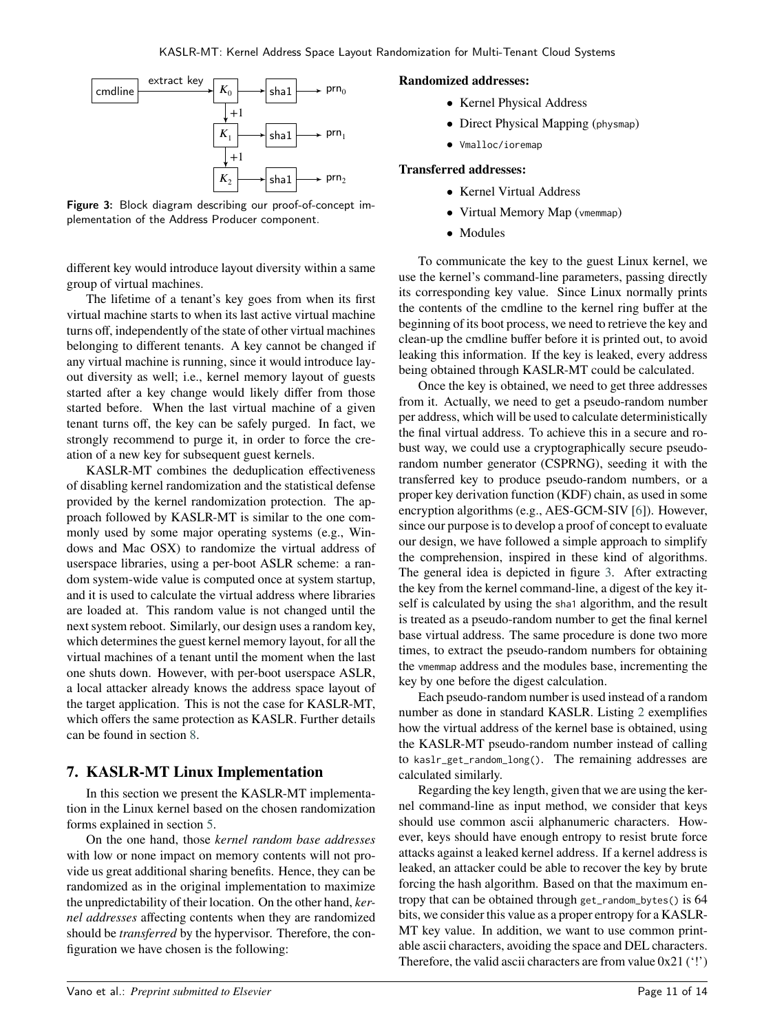Figure 3: Block diagram describing our proof-of-concept implementation of the Address Producer component.

different key would introduce layout diversity within a same group of virtual machines.

The lifetime of a tenant's key goes from when its first virtual machine starts to when its last active virtual machine turns off, independently of the state of other virtual machines belonging to different tenants. A key cannot be changed if any virtual machine is running, since it would introduce layout diversity as well; i.e., kernel memory layout of guests started after a key change would likely differ from those started before. When the last virtual machine of a given tenant turns off, the key can be safely purged. In fact, we strongly recommend to purge it, in order to force the creation of a new key for subsequent guest kernels.

KASLR-MT combines the deduplication effectiveness of disabling kernel randomization and the statistical defense provided by the kernel randomization protection. The approach followed by KASLR-MT is similar to the one commonly used by some major operating systems (e.g., Windows and Mac OSX) to randomize the virtual address of userspace libraries, using a per-boot ASLR scheme: a random system-wide value is computed once at system startup, and it is used to calculate the virtual address where libraries are loaded at. This random value is not changed until the next system reboot. Similarly, our design uses a random key, which determines the guest kernel memory layout, for all the virtual machines of a tenant until the moment when the last one shuts down. However, with per-boot userspace ASLR, a local attacker already knows the address space layout of the target application. This is not the case for KASLR-MT, which offers the same protection as KASLR. Further details can be found in section 8.

## 7. KASLR-MT Linux Implementation

In this section we present the KASLR-MT implementation in the Linux kernel based on the chosen randomization forms explained in section 5.

On the one hand, those *kernel random base addresses* with low or none impact on memory contents will not provide us great additional sharing benefits. Hence, they can be randomized as in the original implementation to maximize the unpredictability of their location. On the other hand, *kernel addresses* affecting contents when they are randomized should be *transferred* by the hypervisor. Therefore, the configuration we have chosen is the following:

**Randomized addresses:**

- Kernel Physical Address
- Direct Physical Mapping (physmap)
- Vmalloc/ioremap

**Transferred addresses:**

- Kernel Virtual Address
- Virtual Memory Map (vmemmap)
- Modules

To communicate the key to the guest Linux kernel, we use the kernel's command-line parameters, passing directly its corresponding key value. Since Linux normally prints the contents of the cmdline to the kernel ring buffer at the beginning of its boot process, we need to retrieve the key and clean-up the cmdline buffer before it is printed out, to avoid leaking this information. If the key is leaked, every address being obtained through KASLR-MT could be calculated.

Once the key is obtained, we need to get three addresses from it. Actually, we need to get a pseudo-random number per address, which will be used to calculate deterministically the final virtual address. To achieve this in a secure and robust way, we could use a cryptographically secure pseudo-random number generator (CSPRNG), seeding it with the transferred key to produce pseudo-random numbers, or a proper key derivation function (KDF) chain, as used in some encryption algorithms (e.g., AES-GCM-SIV [6]). However, since our purpose is to develop a proof of concept to evaluate our design, we have followed a simple approach to simplify the comprehension, inspired in these kind of algorithms. The general idea is depicted in figure 3. After extracting the key from the kernel command-line, a digest of the key itself is calculated by using the sha1 algorithm, and the result is treated as a pseudo-random number to get the final kernel base virtual address. The same procedure is done two more times, to extract the pseudo-random numbers for obtaining the vmemmap address and the modules base, incrementing the key by one before the digest calculation.

Each pseudo-random number is used instead of a random number as done in standard KASLR. Listing 2 exemplifies how the virtual address of the kernel base is obtained, using the KASLR-MT pseudo-random number instead of calling to kaslr_get_random_long(). The remaining addresses are calculated similarly.

Regarding the key length, given that we are using the kernel command-line as input method, we consider that keys should use common ascii alphanumeric characters. However, keys should have enough entropy to resist brute force attacks against a leaked kernel address. If a kernel address is leaked, an attacker could be able to recover the key by brute forcing the hash algorithm. Based on that the maximum entropy that can be obtained through get_random_bytes() is 64 bits, we consider this value as a proper entropy for a KASLR-MT key value. In addition, we want to use common printable ascii characters, avoiding the space and DEL characters. Therefore, the valid ascii characters are from value 0x21 ('!')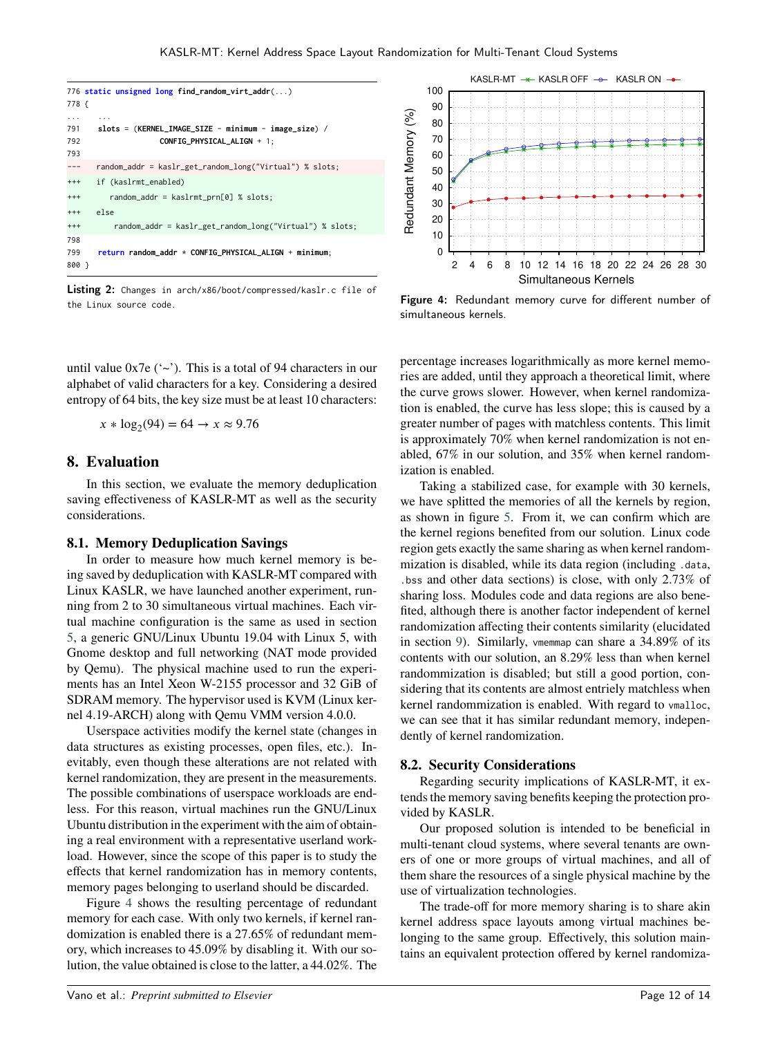```
776 static unsigned long find_random_virt_addr(...)
778 {
...     ...
791     slots = (KERNEL_IMAGE_SIZE - minimum - image_size) /
792                  CONFIG_PHYSICAL_ALIGN + 1;
793
---     random_addr = kaslr_get_random_long("Virtual") % slots;
+++     if (kaslrmt_enabled)
+++        random_addr = kaslrmt_prn[0] % slots;
+++     else
+++        random_addr = kaslr_get_random_long("Virtual") % slots;
798
799     return random_addr * CONFIG_PHYSICAL_ALIGN + minimum;
800 }
```

**Listing 2:** Changes in arch/x86/boot/compressed/kaslr.c file of the Linux source code.

Figure 4: Redundant memory curve for different number of simultaneous kernels.

until value 0x7e ('~'). This is a total of 94 characters in our alphabet of valid characters for a key. Considering a desired entropy of 64 bits, the key size must be at least 10 characters:

$$x * \log_2(94) = 64 \rightarrow x \approx 9.76$$

## 8. Evaluation

In this section, we evaluate the memory deduplication saving effectiveness of KASLR-MT as well as the security considerations.

### 8.1. Memory Deduplication Savings

In order to measure how much kernel memory is being saved by deduplication with KASLR-MT compared with Linux KASLR, we have launched another experiment, running from 2 to 30 simultaneous virtual machines. Each virtual machine configuration is the same as used in section 5, a generic GNU/Linux Ubuntu 19.04 with Linux 5, with Gnome desktop and full networking (NAT mode provided by Qemu). The physical machine used to run the experiments has an Intel Xeon W-2155 processor and 32 GiB of SDRAM memory. The hypervisor used is KVM (Linux kernel 4.19-ARCH) along with Qemu VMM version 4.0.0.

Userspace activities modify the kernel state (changes in data structures as existing processes, open files, etc.). Inevitably, even though these alterations are not related with kernel randomization, they are present in the measurements. The possible combinations of userspace workloads are endless. For this reason, virtual machines run the GNU/Linux Ubuntu distribution in the experiment with the aim of obtaining a real environment with a representative userland workload. However, since the scope of this paper is to study the effects that kernel randomization has in memory contents, memory pages belonging to userland should be discarded.

Figure 4 shows the resulting percentage of redundant memory for each case. With only two kernels, if kernel randomization is enabled there is a 27.65% of redundant memory, which increases to 45.09% by disabling it. With our solution, the value obtained is close to the latter, a 44.02%. The percentage increases logarithmically as more kernel memories are added, until they approach a theoretical limit, where the curve grows slower. However, when kernel randomization is enabled, the curve has less slope; this is caused by a greater number of pages with matchless contents. This limit is approximately 70% when kernel randomization is not enabled, 67% in our solution, and 35% when kernel randomization is enabled.

Taking a stabilized case, for example with 30 kernels, we have splitted the memories of all the kernels by region, as shown in figure 5. From it, we can confirm which are the kernel regions benefited from our solution. Linux code region gets exactly the same sharing as when kernel randomization is disabled, while its data region (including .data, .bss and other data sections) is close, with only 2.73% of sharing loss. Modules code and data regions are also benefited, although there is another factor independent of kernel randomization affecting their contents similarity (elucidated in section 9). Similarly, vmemmap can share a 34.89% of its contents with our solution, an 8.29% less than when kernel randommization is disabled; but still a good portion, considering that its contents are almost entriely matchless when kernel randommization is enabled. With regard to vmalloc, we can see that it has similar redundant memory, independently of kernel randomization.

### 8.2. Security Considerations

Regarding security implications of KASLR-MT, it extends the memory saving benefits keeping the protection provided by KASLR.

Our proposed solution is intended to be beneficial in multi-tenant cloud systems, where several tenants are owners of one or more groups of virtual machines, and all of them share the resources of a single physical machine by the use of virtualization technologies.

The trade-off for more memory sharing is to share akin kernel address space layouts among virtual machines belonging to the same group. Effectively, this solution maintains an equivalent protection offered by kernel randomiza-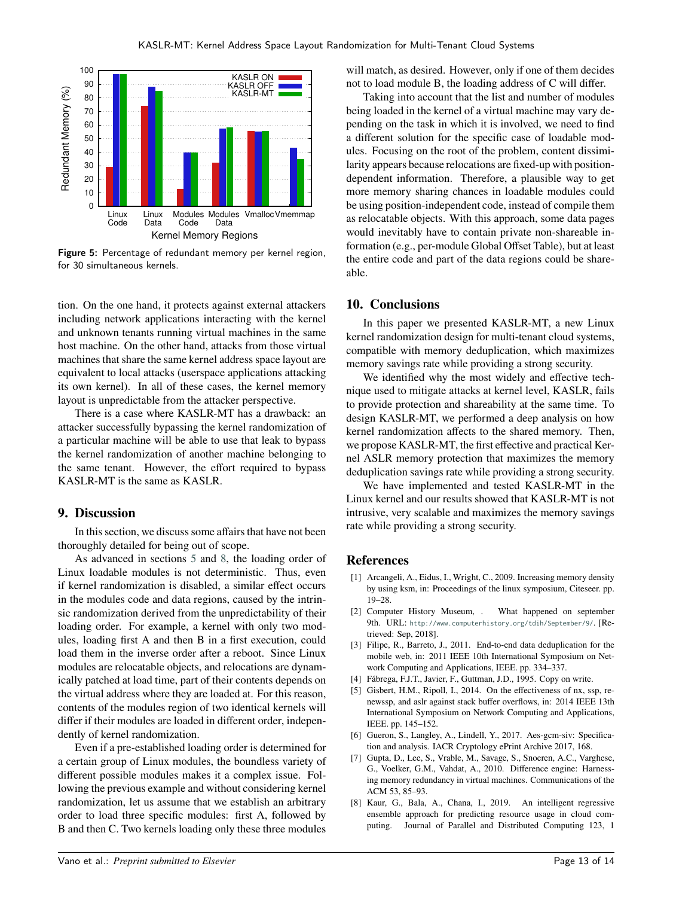Figure 5: Percentage of redundant memory per kernel region, for 30 simultaneous kernels.

tion. On the one hand, it protects against external attackers including network applications interacting with the kernel and unknown tenants running virtual machines in the same host machine. On the other hand, attacks from those virtual machines that share the same kernel address space layout are equivalent to local attacks (userspace applications attacking its own kernel). In all of these cases, the kernel memory layout is unpredictable from the attacker perspective.

There is a case where KASLR-MT has a drawback: an attacker successfully bypassing the kernel randomization of a particular machine will be able to use that leak to bypass the kernel randomization of another machine belonging to the same tenant. However, the effort required to bypass KASLR-MT is the same as KASLR.

## 9. Discussion

In this section, we discuss some affairs that have not been thoroughly detailed for being out of scope.

As advanced in sections 5 and 8, the loading order of Linux loadable modules is not deterministic. Thus, even if kernel randomization is disabled, a similar effect occurs in the modules code and data regions, caused by the intrinsic randomization derived from the unpredictability of their loading order. For example, a kernel with only two modules, loading first A and then B in a first execution, could load them in the inverse order after a reboot. Since Linux modules are relocatable objects, and relocations are dynamically patched at load time, part of their contents depends on the virtual address where they are loaded at. For this reason, contents of the modules region of two identical kernels will differ if their modules are loaded in different order, independently of kernel randomization.

Even if a pre-established loading order is determined for a certain group of Linux modules, the boundless variety of different possible modules makes it a complex issue. Following the previous example and without considering kernel randomization, let us assume that we establish an arbitrary order to load three specific modules: first A, followed by B and then C. Two kernels loading only these three modules will match, as desired. However, only if one of them decides not to load module B, the loading address of C will differ.

Taking into account that the list and number of modules being loaded in the kernel of a virtual machine may vary depending on the task in which it is involved, we need to find a different solution for the specific case of loadable modules. Focusing on the root of the problem, content dissimilarity appears because relocations are fixed-up with position-dependent information. Therefore, a plausible way to get more memory sharing chances in loadable modules could be using position-independent code, instead of compile them as relocatable objects. With this approach, some data pages would inevitably have to contain private non-shareable information (e.g., per-module Global Offset Table), but at least the entire code and part of the data regions could be shareable.

## 10. Conclusions

In this paper we presented KASLR-MT, a new Linux kernel randomization design for multi-tenant cloud systems, compatible with memory deduplication, which maximizes memory savings rate while providing a strong security.

We identified why the most widely and effective technique used to mitigate attacks at kernel level, KASLR, fails to provide protection and shareability at the same time. To design KASLR-MT, we performed a deep analysis on how kernel randomization affects to the shared memory. Then, we propose KASLR-MT, the first effective and practical Kernel ASLR memory protection that maximizes the memory deduplication savings rate while providing a strong security.

We have implemented and tested KASLR-MT in the Linux kernel and our results showed that KASLR-MT is not intrusive, very scalable and maximizes the memory savings rate while providing a strong security.

## References

[1] Arcangeli, A., Eidus, I., Wright, C., 2009. Increasing memory density by using ksm, in: Proceedings of the linux symposium, Citeseer. pp. 19–28.

[2] Computer History Museum, . What happened on september 9th. URL: http://www.computerhistory.org/tdih/September/9/. [Retrieved: Sep, 2018].

[3] Filipe, R., Barreto, J., 2011. End-to-end data deduplication for the mobile web, in: 2011 IEEE 10th International Symposium on Network Computing and Applications, IEEE. pp. 334–337.

[4] Fábrega, F.J.T., Javier, F., Guttman, J.D., 1995. Copy on write.

[5] Gisbert, H.M., Ripoll, I., 2014. On the effectiveness of nx, ssp, renewssp, and aslr against stack buffer overflows, in: 2014 IEEE 13th International Symposium on Network Computing and Applications, IEEE. pp. 145–152.

[6] Gueron, S., Langley, A., Lindell, Y., 2017. Aes-gcm-siv: Specification and analysis. IACR Cryptology ePrint Archive 2017, 168.

[7] Gupta, D., Lee, S., Vrable, M., Savage, S., Snoeren, A.C., Varghese, G., Voelker, G.M., Vahdat, A., 2010. Difference engine: Harnessing memory redundancy in virtual machines. Communications of the ACM 53, 85–93.

[8] Kaur, G., Bala, A., Chana, I., 2019. An intelligent regressive ensemble approach for predicting resource usage in cloud computing. Journal of Parallel and Distributed Computing 123, 1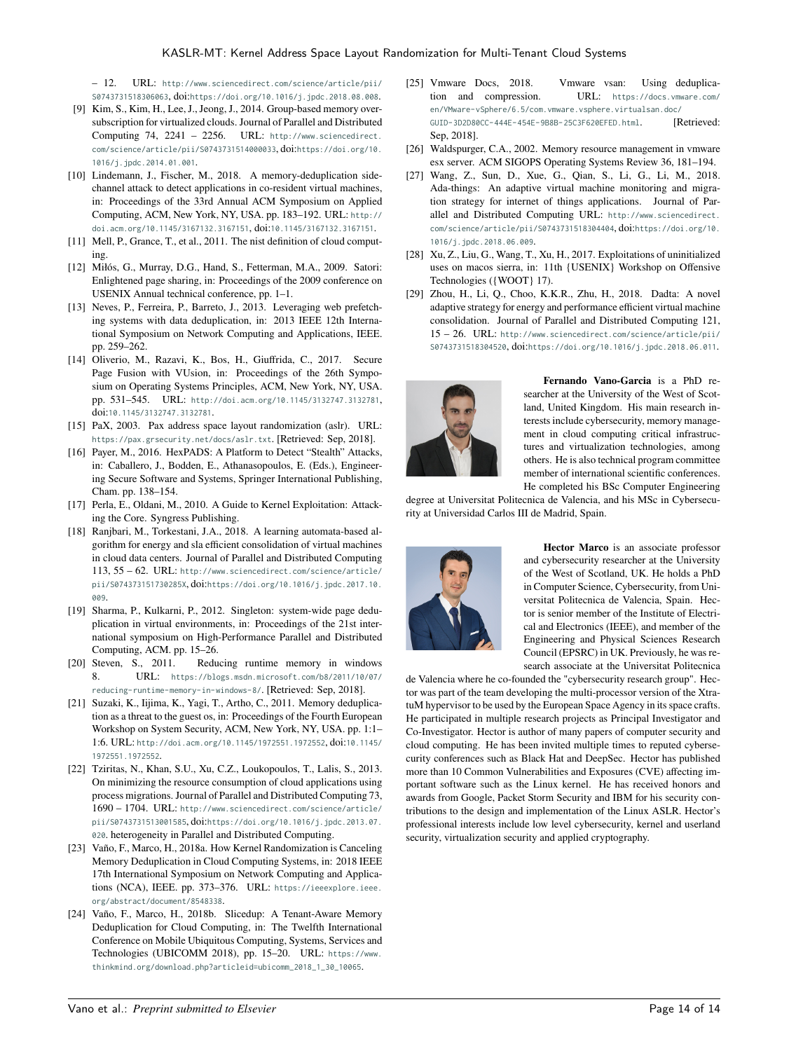– 12. URL: http://www.sciencedirect.com/science/article/pii/S0743731518306063, doi:https://doi.org/10.1016/j.jpdc.2018.08.008.

[9] Kim, S., Kim, H., Lee, J., Jeong, J., 2014. Group-based memory oversubscription for virtualized clouds. Journal of Parallel and Distributed Computing 74, 2241 – 2256. URL: http://www.sciencedirect.com/science/article/pii/S0743731514000033, doi:https://doi.org/10.1016/j.jpdc.2014.01.001.

[10] Lindemann, J., Fischer, M., 2018. A memory-deduplication side-channel attack to detect applications in co-resident virtual machines, in: Proceedings of the 33rd Annual ACM Symposium on Applied Computing, ACM, New York, NY, USA. pp. 183–192. URL: http://doi.acm.org/10.1145/3167132.3167151, doi:10.1145/3167132.3167151.

[11] Mell, P., Grance, T., et al., 2011. The nist definition of cloud computing.

[12] Miłós, G., Murray, D.G., Hand, S., Fetterman, M.A., 2009. Satori: Enlightened page sharing, in: Proceedings of the 2009 conference on USENIX Annual technical conference, pp. 1–1.

[13] Neves, P., Ferreira, P., Barreto, J., 2013. Leveraging web prefetching systems with data deduplication, in: 2013 IEEE 12th International Symposium on Network Computing and Applications, IEEE. pp. 259–262.

[14] Oliverio, M., Razavi, K., Bos, H., Giuffrida, C., 2017. Secure Page Fusion with VUsion, in: Proceedings of the 26th Symposium on Operating Systems Principles, ACM, New York, NY, USA. pp. 531–545. URL: http://doi.acm.org/10.1145/3132747.3132781, doi:10.1145/3132747.3132781.

[15] PaX, 2003. Pax address space layout randomization (aslr). URL: https://pax.grsecurity.net/docs/aslr.txt. [Retrieved: Sep, 2018].

[16] Payer, M., 2016. HexPADS: A Platform to Detect "Stealth" Attacks, in: Caballero, J., Bodden, E., Athanasopoulos, E. (Eds.), Engineering Secure Software and Systems, Springer International Publishing, Cham. pp. 138–154.

[17] Perla, E., Oldani, M., 2010. A Guide to Kernel Exploitation: Attacking the Core. Syngress Publishing.

[18] Ranjbari, M., Torkestani, J.A., 2018. A learning automata-based algorithm for energy and sla efficient consolidation of virtual machines in cloud data centers. Journal of Parallel and Distributed Computing 113, 55 – 62. URL: http://www.sciencedirect.com/science/article/pii/S074373151730285X, doi:https://doi.org/10.1016/j.jpdc.2017.10.009.

[19] Sharma, P., Kulkarni, P., 2012. Singleton: system-wide page deduplication in virtual environments, in: Proceedings of the 21st international symposium on High-Performance Parallel and Distributed Computing, ACM. pp. 15–26.

[20] Steven, S., 2011. Reducing runtime memory in windows 8. URL: https://blogs.msdn.microsoft.com/b8/2011/10/07/reducing-runtime-memory-in-windows-8/. [Retrieved: Sep, 2018].

[21] Suzaki, K., Iijima, K., Yagi, T., Artho, C., 2011. Memory deduplication as a threat to the guest os, in: Proceedings of the Fourth European Workshop on System Security, ACM, New York, NY, USA. pp. 1:1–1:6. URL: http://doi.acm.org/10.1145/1972551.1972552, doi:10.1145/1972551.1972552.

[22] Tziritas, N., Khan, S.U., Xu, C.Z., Loukopoulos, T., Lalis, S., 2013. On minimizing the resource consumption of cloud applications using process migrations. Journal of Parallel and Distributed Computing 73, 1690 – 1704. URL: http://www.sciencedirect.com/science/article/pii/S0743731513001585, doi:https://doi.org/10.1016/j.jpdc.2013.07.020. heterogeneity in Parallel and Distributed Computing.

[23] Vaño, F., Marco, H., 2018a. How Kernel Randomization is Canceling Memory Deduplication in Cloud Computing Systems, in: 2018 IEEE 17th International Symposium on Network Computing and Applications (NCA), IEEE. pp. 373–376. URL: https://ieeexplore.ieee.org/abstract/document/8548338.

[24] Vaño, F., Marco, H., 2018b. Slicedup: A Tenant-Aware Memory Deduplication for Cloud Computing, in: The Twelfth International Conference on Mobile Ubiquitous Computing, Systems, Services and Technologies (UBICOMM 2018), pp. 15–20. URL: https://www.thinkmind.org/download.php?articleid=ubicomm_2018_1_30_10065.

[25] Vmware Docs, 2018. Vmware vsan: Using deduplication and compression. URL: https://docs.vmware.com/en/VMware-vSphere/6.5/com.vmware.vsphere.virtualsan.doc/GUID-3D2D80CC-444E-454E-9B8B-25C3F620EFED.html. [Retrieved: Sep, 2018].

[26] Waldspurger, C.A., 2002. Memory resource management in vmware esx server. ACM SIGOPS Operating Systems Review 36, 181–194.

[27] Wang, Z., Sun, D., Xue, G., Qian, S., Li, G., Li, M., 2018. Ada-things: An adaptive virtual machine monitoring and migration strategy for internet of things applications. Journal of Parallel and Distributed Computing URL: http://www.sciencedirect.com/science/article/pii/S0743731518304404, doi:https://doi.org/10.1016/j.jpdc.2018.06.009.

[28] Xu, Z., Liu, G., Wang, T., Xu, H., 2017. Exploitations of uninitialized uses on macos sierra, in: 11th {USENIX} Workshop on Offensive Technologies ({WOOT} 17).

[29] Zhou, H., Li, Q., Choo, K.K.R., Zhu, H., 2018. Dadta: A novel adaptive strategy for energy and performance efficient virtual machine consolidation. Journal of Parallel and Distributed Computing 121, 15 – 26. URL: http://www.sciencedirect.com/science/article/pii/S0743731518304520, doi:https://doi.org/10.1016/j.jpdc.2018.06.011.

**Fernando Vano-Garcia** is a PhD researcher at the University of the West of Scotland, United Kingdom. His main research interests include cybersecurity, memory management in cloud computing critical infrastructures and virtualization technologies, among others. He is also technical program committee member of international scientific conferences. He completed his BSc Computer Engineering degree at Universitat Politecnica de Valencia, and his MSc in Cybersecurity at Universidad Carlos III de Madrid, Spain.

**Hector Marco** is an associate professor and cybersecurity researcher at the University of the West of Scotland, UK. He holds a PhD in Computer Science, Cybersecurity, from Universitat Politecnica de Valencia, Spain. Hector is senior member of the Institute of Electrical and Electronics (IEEE), and member of the Engineering and Physical Sciences Research Council (EPSRC) in UK. Previously, he was research associate at the Universitat Politecnica de Valencia where he co-founded the "cybersecurity research group". Hector was part of the team developing the multi-processor version of the XtratuM hypervisor to be used by the European Space Agency in its space crafts. He participated in multiple research projects as Principal Investigator and Co-Investigator. Hector is author of many papers of computer security and cloud computing. He has been invited multiple times to reputed cybersecurity conferences such as Black Hat and DeepSec. Hector has published more than 10 Common Vulnerabilities and Exposures (CVE) affecting important software such as the Linux kernel. He has received honors and awards from Google, Packet Storm Security and IBM for his security contributions to the design and implementation of the Linux ASLR. Hector's professional interests include low level cybersecurity, kernel and userland security, virtualization security and applied cryptography.